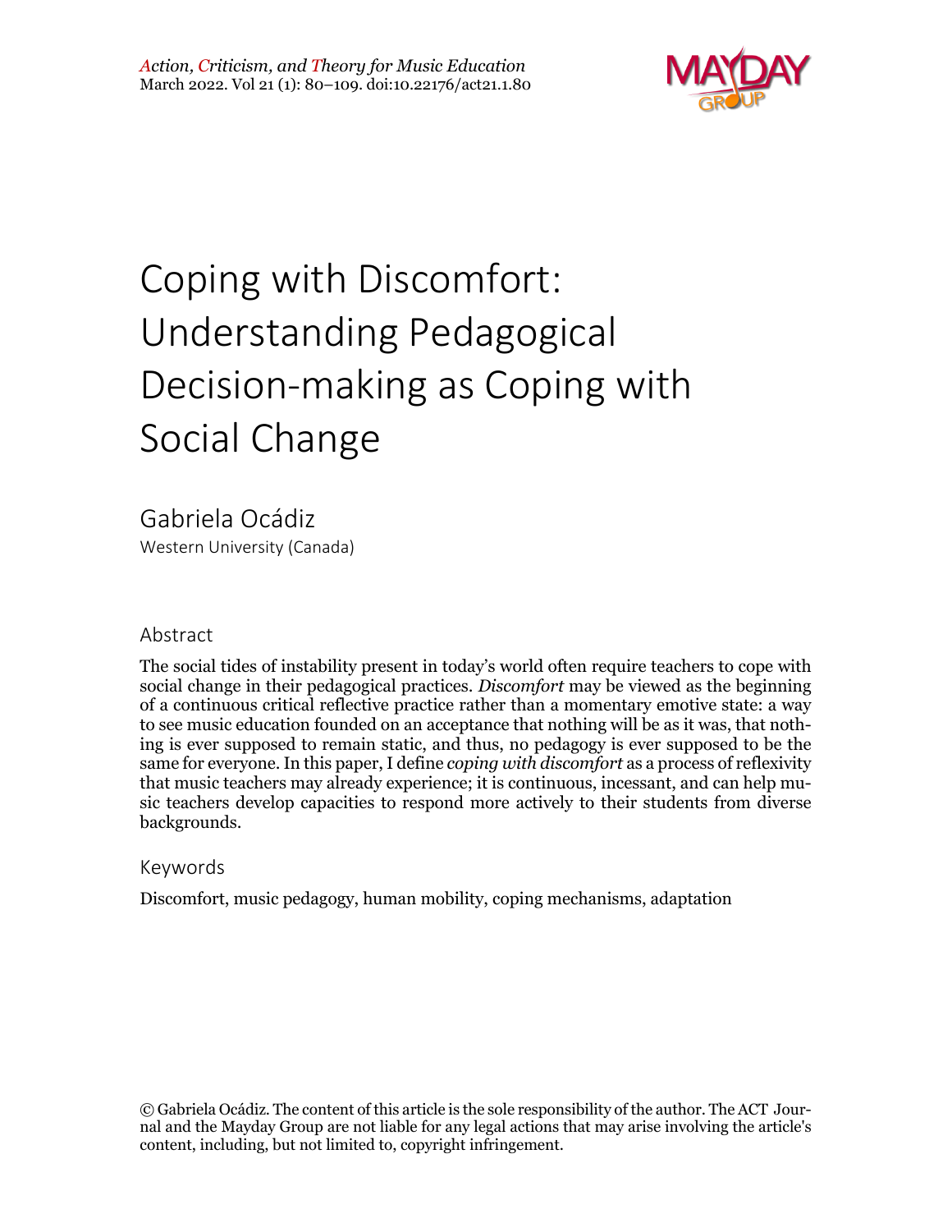# Coping with Discomfort: Understanding Pedagogical Decision-making as Coping with Social Change

Gabriela Ocádiz
Western University (Canada)

## Abstract

The social tides of instability present in today's world often require teachers to cope with social change in their pedagogical practices. *Discomfort* may be viewed as the beginning of a continuous critical reflective practice rather than a momentary emotive state: a way to see music education founded on an acceptance that nothing will be as it was, that nothing is ever supposed to remain static, and thus, no pedagogy is ever supposed to be the same for everyone. In this paper, I define *coping with discomfort* as a process of reflexivity that music teachers may already experience; it is continuous, incessant, and can help music teachers develop capacities to respond more actively to their students from diverse backgrounds.

## Keywords

Discomfort, music pedagogy, human mobility, coping mechanisms, adaptation

© Gabriela Ocádiz. The content of this article is the sole responsibility of the author. The ACT Journal and the Mayday Group are not liable for any legal actions that may arise involving the article's content, including, but not limited to, copyright infringement.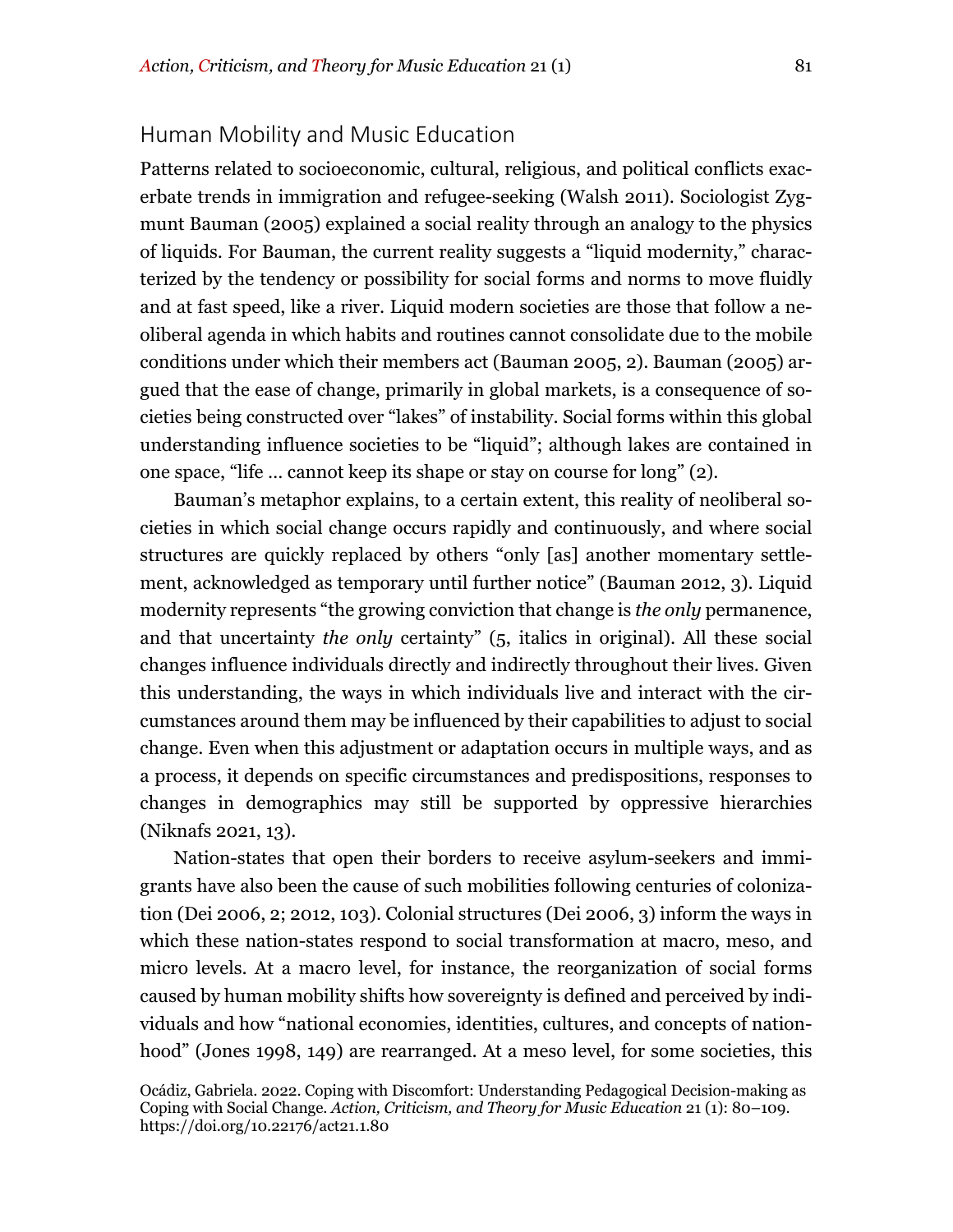## Human Mobility and Music Education

Patterns related to socioeconomic, cultural, religious, and political conflicts exacerbate trends in immigration and refugee-seeking (Walsh 2011). Sociologist Zygmunt Bauman (2005) explained a social reality through an analogy to the physics of liquids. For Bauman, the current reality suggests a "liquid modernity," characterized by the tendency or possibility for social forms and norms to move fluidly and at fast speed, like a river. Liquid modern societies are those that follow a neoliberal agenda in which habits and routines cannot consolidate due to the mobile conditions under which their members act (Bauman 2005, 2). Bauman (2005) argued that the ease of change, primarily in global markets, is a consequence of societies being constructed over "lakes" of instability. Social forms within this global understanding influence societies to be "liquid"; although lakes are contained in one space, "life … cannot keep its shape or stay on course for long" (2).

Bauman's metaphor explains, to a certain extent, this reality of neoliberal societies in which social change occurs rapidly and continuously, and where social structures are quickly replaced by others "only [as] another momentary settlement, acknowledged as temporary until further notice" (Bauman 2012, 3). Liquid modernity represents "the growing conviction that change is *the only* permanence, and that uncertainty *the only* certainty" (5, italics in original). All these social changes influence individuals directly and indirectly throughout their lives. Given this understanding, the ways in which individuals live and interact with the circumstances around them may be influenced by their capabilities to adjust to social change. Even when this adjustment or adaptation occurs in multiple ways, and as a process, it depends on specific circumstances and predispositions, responses to changes in demographics may still be supported by oppressive hierarchies (Niknafs 2021, 13).

Nation-states that open their borders to receive asylum-seekers and immigrants have also been the cause of such mobilities following centuries of colonization (Dei 2006, 2; 2012, 103). Colonial structures (Dei 2006, 3) inform the ways in which these nation-states respond to social transformation at macro, meso, and micro levels. At a macro level, for instance, the reorganization of social forms caused by human mobility shifts how sovereignty is defined and perceived by individuals and how "national economies, identities, cultures, and concepts of nationhood" (Jones 1998, 149) are rearranged. At a meso level, for some societies, this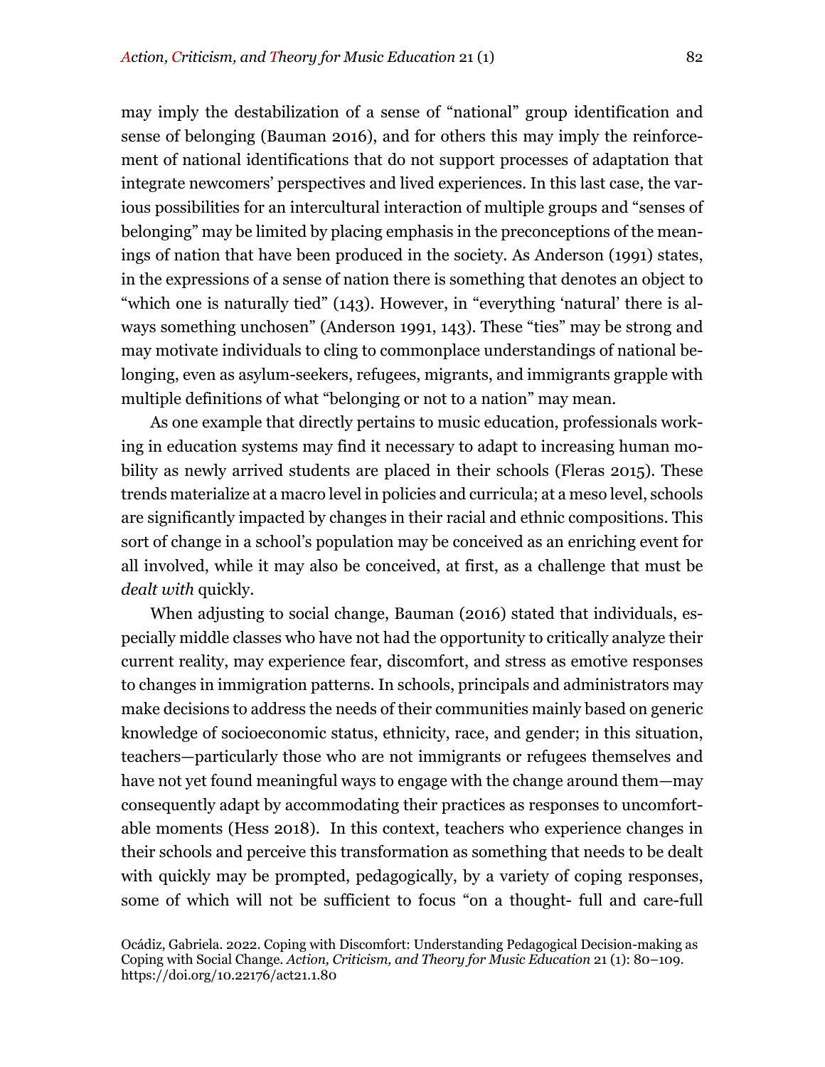may imply the destabilization of a sense of "national" group identification and sense of belonging (Bauman 2016), and for others this may imply the reinforcement of national identifications that do not support processes of adaptation that integrate newcomers' perspectives and lived experiences. In this last case, the various possibilities for an intercultural interaction of multiple groups and "senses of belonging" may be limited by placing emphasis in the preconceptions of the meanings of nation that have been produced in the society. As Anderson (1991) states, in the expressions of a sense of nation there is something that denotes an object to "which one is naturally tied" (143). However, in "everything 'natural' there is always something unchosen" (Anderson 1991, 143). These "ties" may be strong and may motivate individuals to cling to commonplace understandings of national belonging, even as asylum-seekers, refugees, migrants, and immigrants grapple with multiple definitions of what "belonging or not to a nation" may mean.

As one example that directly pertains to music education, professionals working in education systems may find it necessary to adapt to increasing human mobility as newly arrived students are placed in their schools (Fleras 2015). These trends materialize at a macro level in policies and curricula; at a meso level, schools are significantly impacted by changes in their racial and ethnic compositions. This sort of change in a school's population may be conceived as an enriching event for all involved, while it may also be conceived, at first, as a challenge that must be *dealt with* quickly.

When adjusting to social change, Bauman (2016) stated that individuals, especially middle classes who have not had the opportunity to critically analyze their current reality, may experience fear, discomfort, and stress as emotive responses to changes in immigration patterns. In schools, principals and administrators may make decisions to address the needs of their communities mainly based on generic knowledge of socioeconomic status, ethnicity, race, and gender; in this situation, teachers—particularly those who are not immigrants or refugees themselves and have not yet found meaningful ways to engage with the change around them—may consequently adapt by accommodating their practices as responses to uncomfortable moments (Hess 2018). In this context, teachers who experience changes in their schools and perceive this transformation as something that needs to be dealt with quickly may be prompted, pedagogically, by a variety of coping responses, some of which will not be sufficient to focus "on a thought- full and care-full

Ocádiz, Gabriela. 2022. Coping with Discomfort: Understanding Pedagogical Decision-making as Coping with Social Change. *Action, Criticism, and Theory for Music Education* 21 (1): 80–109. https://doi.org/10.22176/act21.1.80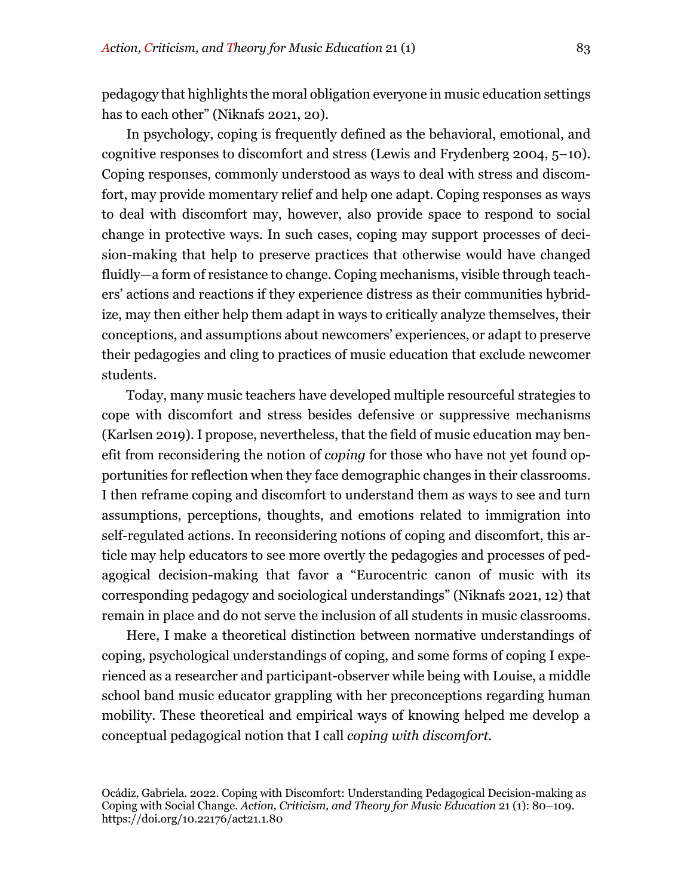pedagogy that highlights the moral obligation everyone in music education settings has to each other" (Niknafs 2021, 20).

In psychology, coping is frequently defined as the behavioral, emotional, and cognitive responses to discomfort and stress (Lewis and Frydenberg 2004, 5–10). Coping responses, commonly understood as ways to deal with stress and discomfort, may provide momentary relief and help one adapt. Coping responses as ways to deal with discomfort may, however, also provide space to respond to social change in protective ways. In such cases, coping may support processes of decision-making that help to preserve practices that otherwise would have changed fluidly—a form of resistance to change. Coping mechanisms, visible through teachers' actions and reactions if they experience distress as their communities hybridize, may then either help them adapt in ways to critically analyze themselves, their conceptions, and assumptions about newcomers' experiences, or adapt to preserve their pedagogies and cling to practices of music education that exclude newcomer students.

Today, many music teachers have developed multiple resourceful strategies to cope with discomfort and stress besides defensive or suppressive mechanisms (Karlsen 2019). I propose, nevertheless, that the field of music education may benefit from reconsidering the notion of *coping* for those who have not yet found opportunities for reflection when they face demographic changes in their classrooms. I then reframe coping and discomfort to understand them as ways to see and turn assumptions, perceptions, thoughts, and emotions related to immigration into self-regulated actions. In reconsidering notions of coping and discomfort, this article may help educators to see more overtly the pedagogies and processes of pedagogical decision-making that favor a "Eurocentric canon of music with its corresponding pedagogy and sociological understandings" (Niknafs 2021, 12) that remain in place and do not serve the inclusion of all students in music classrooms.

Here, I make a theoretical distinction between normative understandings of coping, psychological understandings of coping, and some forms of coping I experienced as a researcher and participant-observer while being with Louise, a middle school band music educator grappling with her preconceptions regarding human mobility. These theoretical and empirical ways of knowing helped me develop a conceptual pedagogical notion that I call *coping with discomfort*.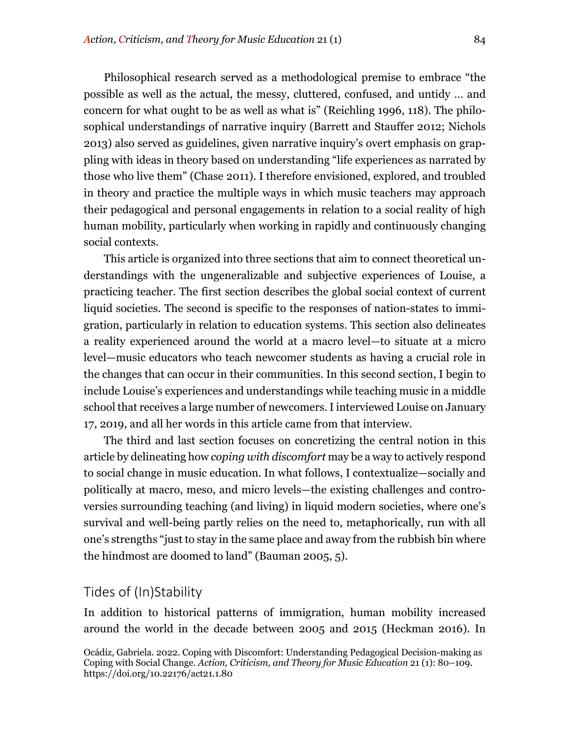Philosophical research served as a methodological premise to embrace "the possible as well as the actual, the messy, cluttered, confused, and untidy … and concern for what ought to be as well as what is" (Reichling 1996, 118). The philosophical understandings of narrative inquiry (Barrett and Stauffer 2012; Nichols 2013) also served as guidelines, given narrative inquiry's overt emphasis on grappling with ideas in theory based on understanding "life experiences as narrated by those who live them" (Chase 2011). I therefore envisioned, explored, and troubled in theory and practice the multiple ways in which music teachers may approach their pedagogical and personal engagements in relation to a social reality of high human mobility, particularly when working in rapidly and continuously changing social contexts.

This article is organized into three sections that aim to connect theoretical understandings with the ungeneralizable and subjective experiences of Louise, a practicing teacher. The first section describes the global social context of current liquid societies. The second is specific to the responses of nation-states to immigration, particularly in relation to education systems. This section also delineates a reality experienced around the world at a macro level—to situate at a micro level—music educators who teach newcomer students as having a crucial role in the changes that can occur in their communities. In this second section, I begin to include Louise's experiences and understandings while teaching music in a middle school that receives a large number of newcomers. I interviewed Louise on January 17, 2019, and all her words in this article came from that interview.

The third and last section focuses on concretizing the central notion in this article by delineating how *coping with discomfort* may be a way to actively respond to social change in music education. In what follows, I contextualize—socially and politically at macro, meso, and micro levels—the existing challenges and controversies surrounding teaching (and living) in liquid modern societies, where one's survival and well-being partly relies on the need to, metaphorically, run with all one's strengths "just to stay in the same place and away from the rubbish bin where the hindmost are doomed to land" (Bauman 2005, 5).

## Tides of (In)Stability

In addition to historical patterns of immigration, human mobility increased around the world in the decade between 2005 and 2015 (Heckman 2016). In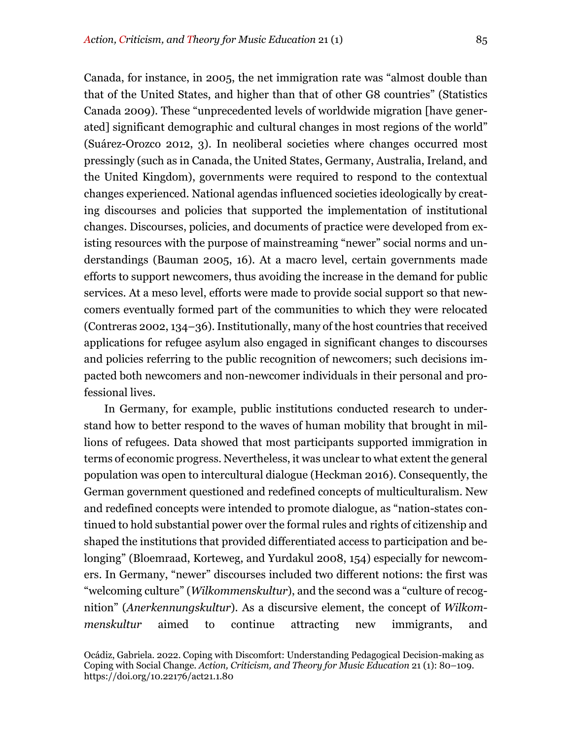Canada, for instance, in 2005, the net immigration rate was "almost double than that of the United States, and higher than that of other G8 countries" (Statistics Canada 2009). These "unprecedented levels of worldwide migration [have generated] significant demographic and cultural changes in most regions of the world" (Suárez-Orozco 2012, 3). In neoliberal societies where changes occurred most pressingly (such as in Canada, the United States, Germany, Australia, Ireland, and the United Kingdom), governments were required to respond to the contextual changes experienced. National agendas influenced societies ideologically by creating discourses and policies that supported the implementation of institutional changes. Discourses, policies, and documents of practice were developed from existing resources with the purpose of mainstreaming "newer" social norms and understandings (Bauman 2005, 16). At a macro level, certain governments made efforts to support newcomers, thus avoiding the increase in the demand for public services. At a meso level, efforts were made to provide social support so that newcomers eventually formed part of the communities to which they were relocated (Contreras 2002, 134–36). Institutionally, many of the host countries that received applications for refugee asylum also engaged in significant changes to discourses and policies referring to the public recognition of newcomers; such decisions impacted both newcomers and non-newcomer individuals in their personal and professional lives.

In Germany, for example, public institutions conducted research to understand how to better respond to the waves of human mobility that brought in millions of refugees. Data showed that most participants supported immigration in terms of economic progress. Nevertheless, it was unclear to what extent the general population was open to intercultural dialogue (Heckman 2016). Consequently, the German government questioned and redefined concepts of multiculturalism. New and redefined concepts were intended to promote dialogue, as "nation-states continued to hold substantial power over the formal rules and rights of citizenship and shaped the institutions that provided differentiated access to participation and belonging" (Bloemraad, Korteweg, and Yurdakul 2008, 154) especially for newcomers. In Germany, "newer" discourses included two different notions: the first was "welcoming culture" (*Wilkommenskultur*), and the second was a "culture of recognition" (*Anerkennungskultur*). As a discursive element, the concept of *Wilkommenskultur* aimed to continue attracting new immigrants, and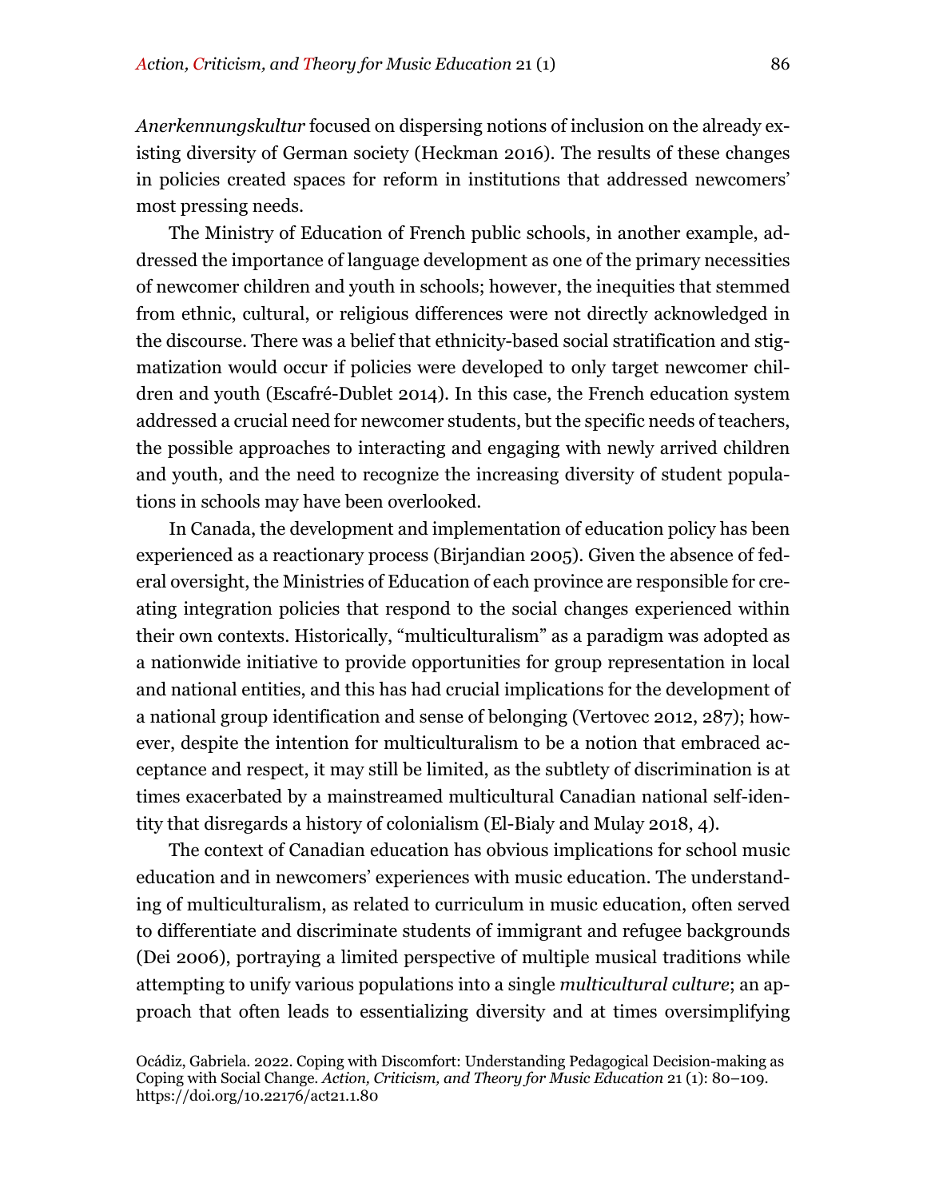*Anerkennungskultur* focused on dispersing notions of inclusion on the already existing diversity of German society (Heckman 2016). The results of these changes in policies created spaces for reform in institutions that addressed newcomers' most pressing needs.

The Ministry of Education of French public schools, in another example, addressed the importance of language development as one of the primary necessities of newcomer children and youth in schools; however, the inequities that stemmed from ethnic, cultural, or religious differences were not directly acknowledged in the discourse. There was a belief that ethnicity-based social stratification and stigmatization would occur if policies were developed to only target newcomer children and youth (Escafré-Dublet 2014). In this case, the French education system addressed a crucial need for newcomer students, but the specific needs of teachers, the possible approaches to interacting and engaging with newly arrived children and youth, and the need to recognize the increasing diversity of student populations in schools may have been overlooked.

In Canada, the development and implementation of education policy has been experienced as a reactionary process (Birjandian 2005). Given the absence of federal oversight, the Ministries of Education of each province are responsible for creating integration policies that respond to the social changes experienced within their own contexts. Historically, "multiculturalism" as a paradigm was adopted as a nationwide initiative to provide opportunities for group representation in local and national entities, and this has had crucial implications for the development of a national group identification and sense of belonging (Vertovec 2012, 287); however, despite the intention for multiculturalism to be a notion that embraced acceptance and respect, it may still be limited, as the subtlety of discrimination is at times exacerbated by a mainstreamed multicultural Canadian national self-identity that disregards a history of colonialism (El-Bialy and Mulay 2018, 4).

The context of Canadian education has obvious implications for school music education and in newcomers' experiences with music education. The understanding of multiculturalism, as related to curriculum in music education, often served to differentiate and discriminate students of immigrant and refugee backgrounds (Dei 2006), portraying a limited perspective of multiple musical traditions while attempting to unify various populations into a single *multicultural culture*; an approach that often leads to essentializing diversity and at times oversimplifying

Ocádiz, Gabriela. 2022. Coping with Discomfort: Understanding Pedagogical Decision-making as Coping with Social Change. *Action, Criticism, and Theory for Music Education* 21 (1): 80–109. https://doi.org/10.22176/act21.1.80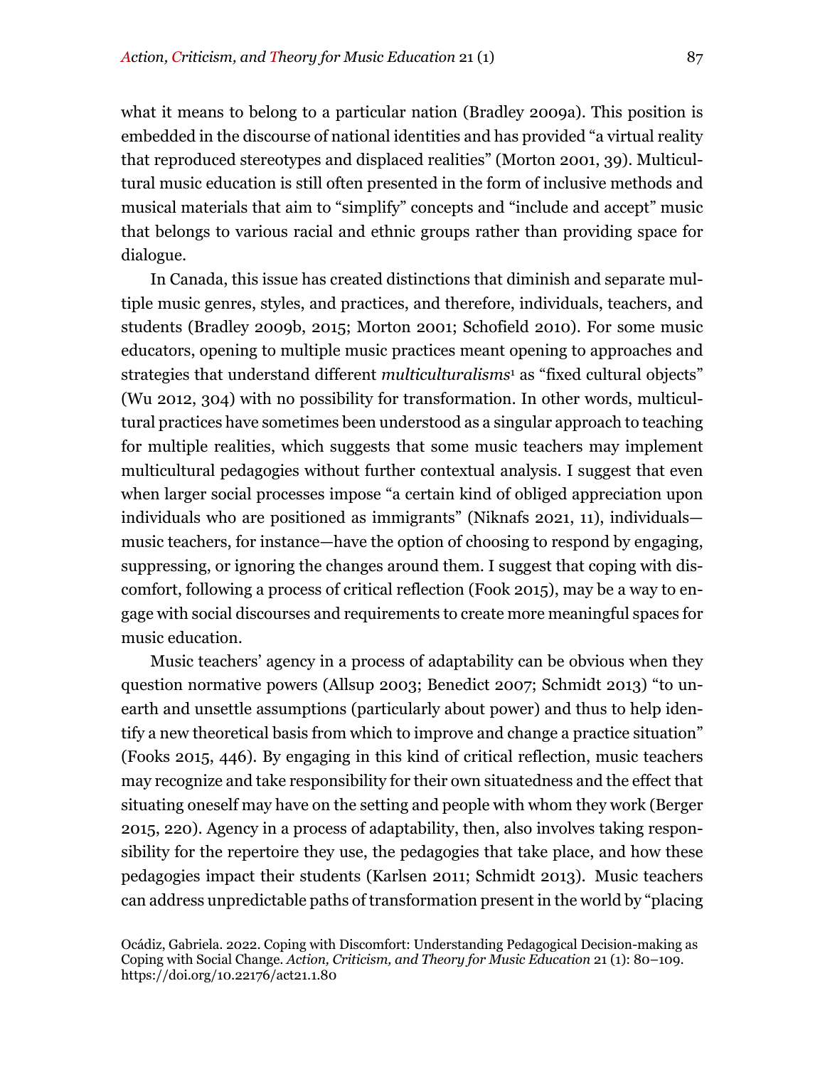what it means to belong to a particular nation (Bradley 2009a). This position is embedded in the discourse of national identities and has provided "a virtual reality that reproduced stereotypes and displaced realities" (Morton 2001, 39). Multicultural music education is still often presented in the form of inclusive methods and musical materials that aim to "simplify" concepts and "include and accept" music that belongs to various racial and ethnic groups rather than providing space for dialogue.

In Canada, this issue has created distinctions that diminish and separate multiple music genres, styles, and practices, and therefore, individuals, teachers, and students (Bradley 2009b, 2015; Morton 2001; Schofield 2010). For some music educators, opening to multiple music practices meant opening to approaches and strategies that understand different *multiculturalisms*[1] as "fixed cultural objects" (Wu 2012, 304) with no possibility for transformation. In other words, multicultural practices have sometimes been understood as a singular approach to teaching for multiple realities, which suggests that some music teachers may implement multicultural pedagogies without further contextual analysis. I suggest that even when larger social processes impose "a certain kind of obliged appreciation upon individuals who are positioned as immigrants" (Niknafs 2021, 11), individuals—music teachers, for instance—have the option of choosing to respond by engaging, suppressing, or ignoring the changes around them. I suggest that coping with discomfort, following a process of critical reflection (Fook 2015), may be a way to engage with social discourses and requirements to create more meaningful spaces for music education.

Music teachers' agency in a process of adaptability can be obvious when they question normative powers (Allsup 2003; Benedict 2007; Schmidt 2013) "to unearth and unsettle assumptions (particularly about power) and thus to help identify a new theoretical basis from which to improve and change a practice situation" (Fooks 2015, 446). By engaging in this kind of critical reflection, music teachers may recognize and take responsibility for their own situatedness and the effect that situating oneself may have on the setting and people with whom they work (Berger 2015, 220). Agency in a process of adaptability, then, also involves taking responsibility for the repertoire they use, the pedagogies that take place, and how these pedagogies impact their students (Karlsen 2011; Schmidt 2013). Music teachers can address unpredictable paths of transformation present in the world by "placing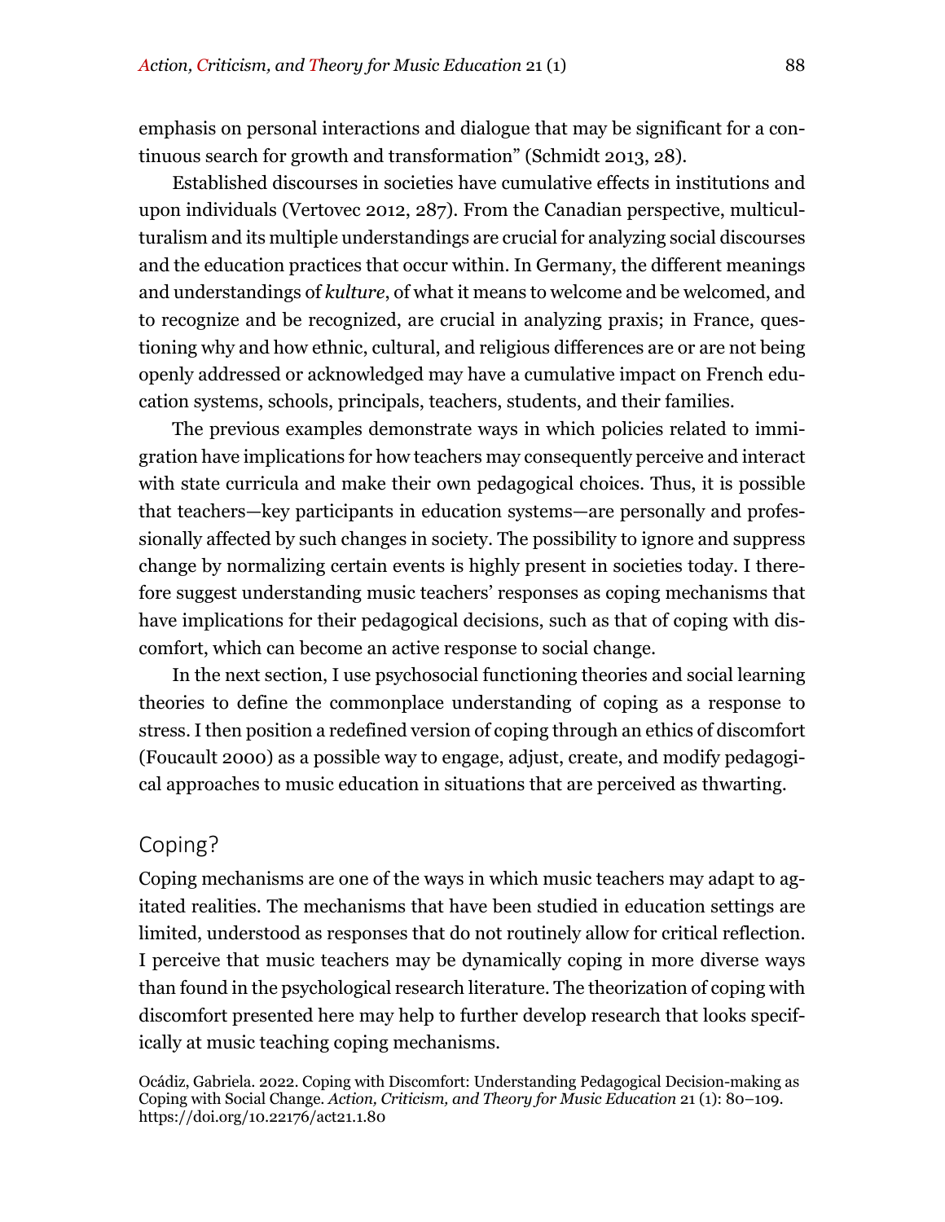emphasis on personal interactions and dialogue that may be significant for a continuous search for growth and transformation" (Schmidt 2013, 28).

Established discourses in societies have cumulative effects in institutions and upon individuals (Vertovec 2012, 287). From the Canadian perspective, multiculturalism and its multiple understandings are crucial for analyzing social discourses and the education practices that occur within. In Germany, the different meanings and understandings of *kulture*, of what it means to welcome and be welcomed, and to recognize and be recognized, are crucial in analyzing praxis; in France, questioning why and how ethnic, cultural, and religious differences are or are not being openly addressed or acknowledged may have a cumulative impact on French education systems, schools, principals, teachers, students, and their families.

The previous examples demonstrate ways in which policies related to immigration have implications for how teachers may consequently perceive and interact with state curricula and make their own pedagogical choices. Thus, it is possible that teachers—key participants in education systems—are personally and professionally affected by such changes in society. The possibility to ignore and suppress change by normalizing certain events is highly present in societies today. I therefore suggest understanding music teachers' responses as coping mechanisms that have implications for their pedagogical decisions, such as that of coping with discomfort, which can become an active response to social change.

In the next section, I use psychosocial functioning theories and social learning theories to define the commonplace understanding of coping as a response to stress. I then position a redefined version of coping through an ethics of discomfort (Foucault 2000) as a possible way to engage, adjust, create, and modify pedagogical approaches to music education in situations that are perceived as thwarting.

## Coping?

Coping mechanisms are one of the ways in which music teachers may adapt to agitated realities. The mechanisms that have been studied in education settings are limited, understood as responses that do not routinely allow for critical reflection. I perceive that music teachers may be dynamically coping in more diverse ways than found in the psychological research literature. The theorization of coping with discomfort presented here may help to further develop research that looks specifically at music teaching coping mechanisms.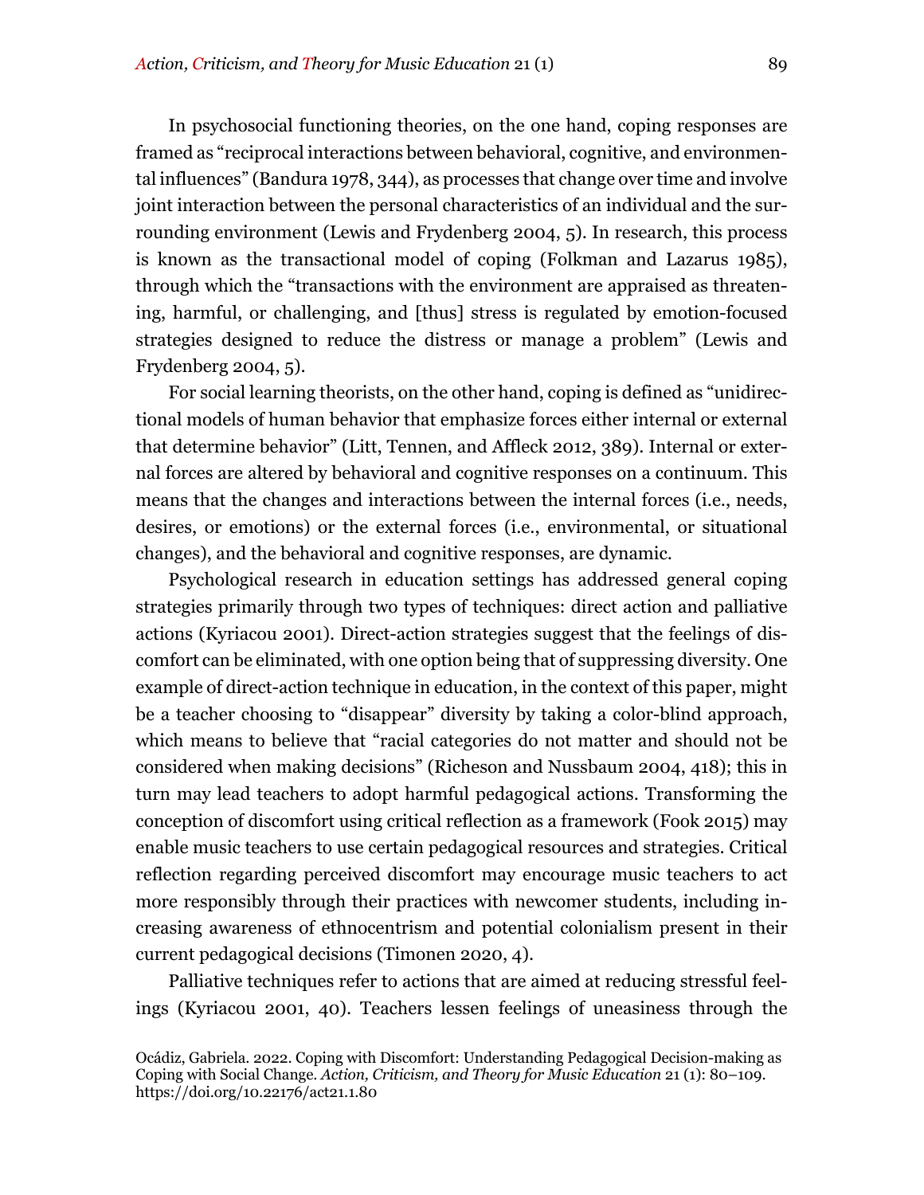In psychosocial functioning theories, on the one hand, coping responses are framed as "reciprocal interactions between behavioral, cognitive, and environmental influences" (Bandura 1978, 344), as processes that change over time and involve joint interaction between the personal characteristics of an individual and the surrounding environment (Lewis and Frydenberg 2004, 5). In research, this process is known as the transactional model of coping (Folkman and Lazarus 1985), through which the "transactions with the environment are appraised as threatening, harmful, or challenging, and [thus] stress is regulated by emotion-focused strategies designed to reduce the distress or manage a problem" (Lewis and Frydenberg 2004, 5).

For social learning theorists, on the other hand, coping is defined as "unidirectional models of human behavior that emphasize forces either internal or external that determine behavior" (Litt, Tennen, and Affleck 2012, 389). Internal or external forces are altered by behavioral and cognitive responses on a continuum. This means that the changes and interactions between the internal forces (i.e., needs, desires, or emotions) or the external forces (i.e., environmental, or situational changes), and the behavioral and cognitive responses, are dynamic.

Psychological research in education settings has addressed general coping strategies primarily through two types of techniques: direct action and palliative actions (Kyriacou 2001). Direct-action strategies suggest that the feelings of discomfort can be eliminated, with one option being that of suppressing diversity. One example of direct-action technique in education, in the context of this paper, might be a teacher choosing to "disappear" diversity by taking a color-blind approach, which means to believe that "racial categories do not matter and should not be considered when making decisions" (Richeson and Nussbaum 2004, 418); this in turn may lead teachers to adopt harmful pedagogical actions. Transforming the conception of discomfort using critical reflection as a framework (Fook 2015) may enable music teachers to use certain pedagogical resources and strategies. Critical reflection regarding perceived discomfort may encourage music teachers to act more responsibly through their practices with newcomer students, including increasing awareness of ethnocentrism and potential colonialism present in their current pedagogical decisions (Timonen 2020, 4).

Palliative techniques refer to actions that are aimed at reducing stressful feelings (Kyriacou 2001, 40). Teachers lessen feelings of uneasiness through the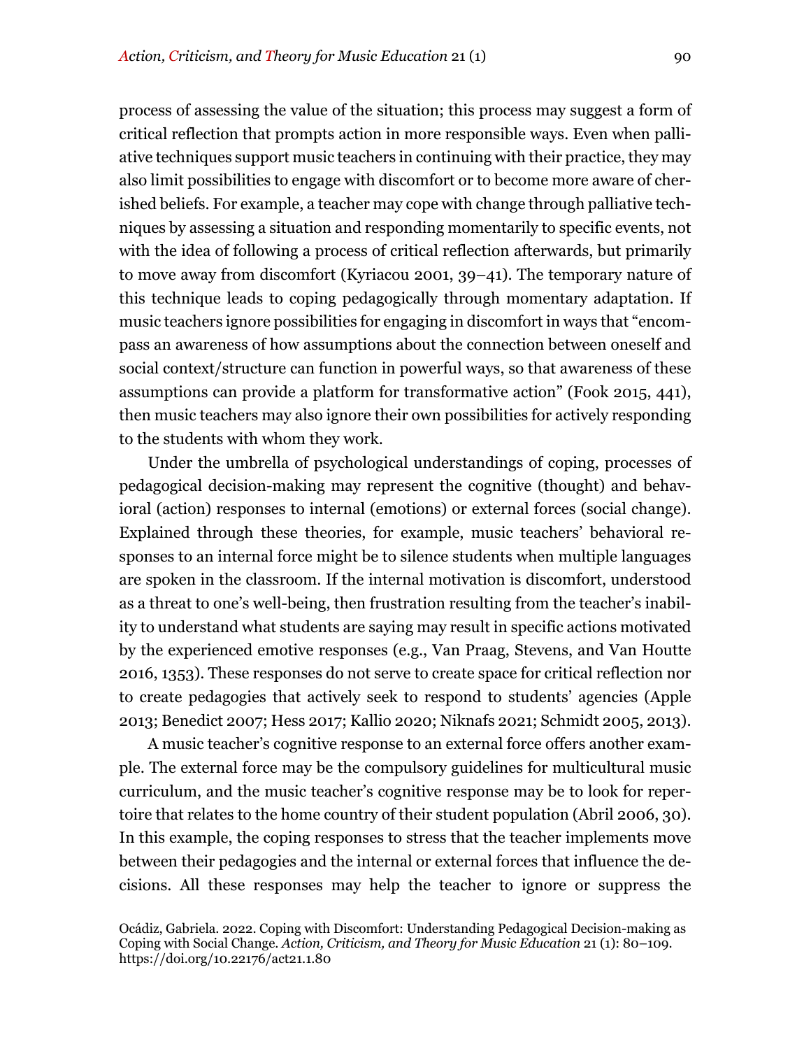process of assessing the value of the situation; this process may suggest a form of critical reflection that prompts action in more responsible ways. Even when palliative techniques support music teachers in continuing with their practice, they may also limit possibilities to engage with discomfort or to become more aware of cherished beliefs. For example, a teacher may cope with change through palliative techniques by assessing a situation and responding momentarily to specific events, not with the idea of following a process of critical reflection afterwards, but primarily to move away from discomfort (Kyriacou 2001, 39–41). The temporary nature of this technique leads to coping pedagogically through momentary adaptation. If music teachers ignore possibilities for engaging in discomfort in ways that "encompass an awareness of how assumptions about the connection between oneself and social context/structure can function in powerful ways, so that awareness of these assumptions can provide a platform for transformative action" (Fook 2015, 441), then music teachers may also ignore their own possibilities for actively responding to the students with whom they work.

Under the umbrella of psychological understandings of coping, processes of pedagogical decision-making may represent the cognitive (thought) and behavioral (action) responses to internal (emotions) or external forces (social change). Explained through these theories, for example, music teachers' behavioral responses to an internal force might be to silence students when multiple languages are spoken in the classroom. If the internal motivation is discomfort, understood as a threat to one's well-being, then frustration resulting from the teacher's inability to understand what students are saying may result in specific actions motivated by the experienced emotive responses (e.g., Van Praag, Stevens, and Van Houtte 2016, 1353). These responses do not serve to create space for critical reflection nor to create pedagogies that actively seek to respond to students' agencies (Apple 2013; Benedict 2007; Hess 2017; Kallio 2020; Niknafs 2021; Schmidt 2005, 2013).

A music teacher's cognitive response to an external force offers another example. The external force may be the compulsory guidelines for multicultural music curriculum, and the music teacher's cognitive response may be to look for repertoire that relates to the home country of their student population (Abril 2006, 30). In this example, the coping responses to stress that the teacher implements move between their pedagogies and the internal or external forces that influence the decisions. All these responses may help the teacher to ignore or suppress the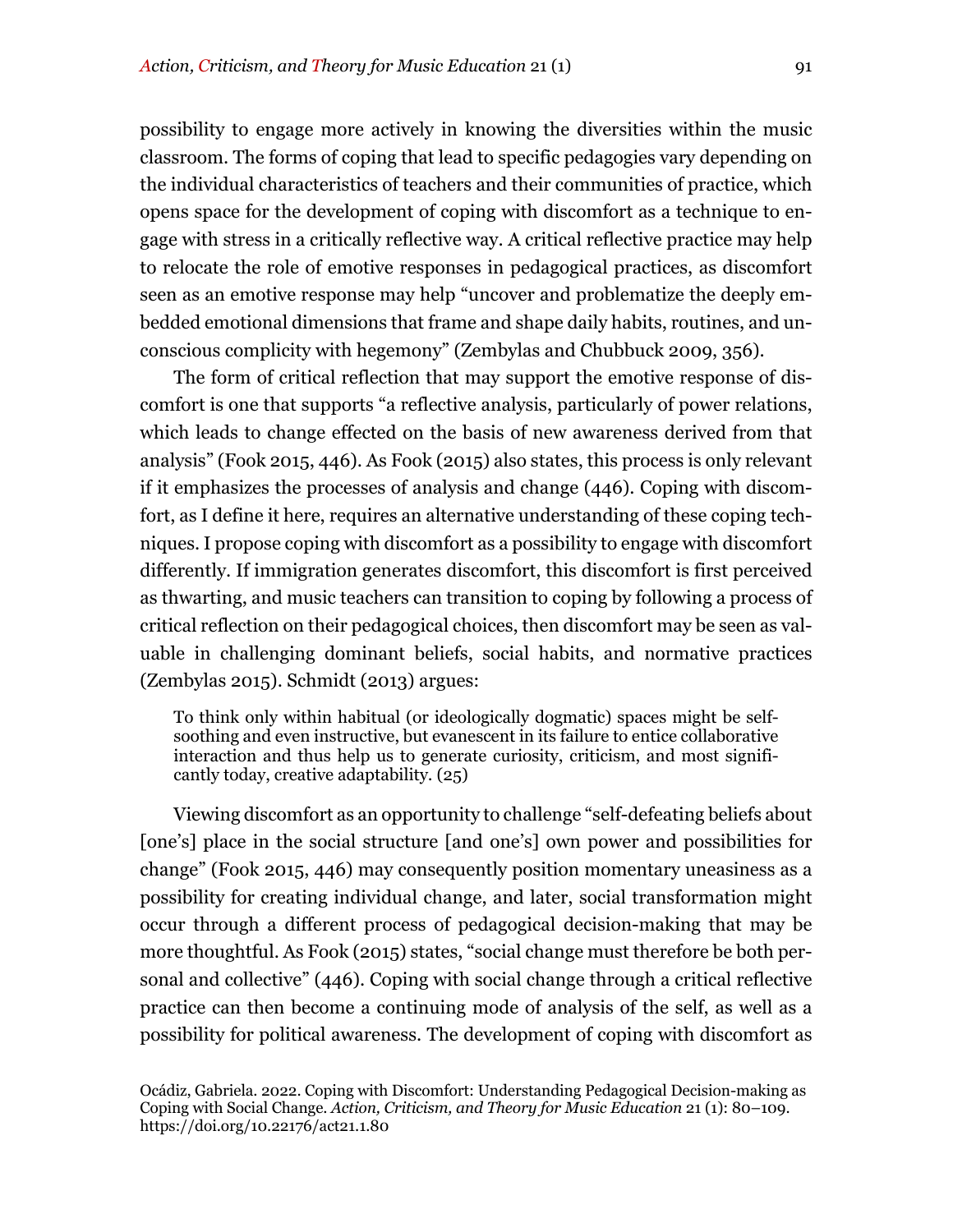possibility to engage more actively in knowing the diversities within the music classroom. The forms of coping that lead to specific pedagogies vary depending on the individual characteristics of teachers and their communities of practice, which opens space for the development of coping with discomfort as a technique to engage with stress in a critically reflective way. A critical reflective practice may help to relocate the role of emotive responses in pedagogical practices, as discomfort seen as an emotive response may help "uncover and problematize the deeply embedded emotional dimensions that frame and shape daily habits, routines, and unconscious complicity with hegemony" (Zembylas and Chubbuck 2009, 356).

The form of critical reflection that may support the emotive response of discomfort is one that supports "a reflective analysis, particularly of power relations, which leads to change effected on the basis of new awareness derived from that analysis" (Fook 2015, 446). As Fook (2015) also states, this process is only relevant if it emphasizes the processes of analysis and change (446). Coping with discomfort, as I define it here, requires an alternative understanding of these coping techniques. I propose coping with discomfort as a possibility to engage with discomfort differently. If immigration generates discomfort, this discomfort is first perceived as thwarting, and music teachers can transition to coping by following a process of critical reflection on their pedagogical choices, then discomfort may be seen as valuable in challenging dominant beliefs, social habits, and normative practices (Zembylas 2015). Schmidt (2013) argues:

> To think only within habitual (or ideologically dogmatic) spaces might be self-soothing and even instructive, but evanescent in its failure to entice collaborative interaction and thus help us to generate curiosity, criticism, and most significantly today, creative adaptability. (25)

Viewing discomfort as an opportunity to challenge "self-defeating beliefs about [one's] place in the social structure [and one's] own power and possibilities for change" (Fook 2015, 446) may consequently position momentary uneasiness as a possibility for creating individual change, and later, social transformation might occur through a different process of pedagogical decision-making that may be more thoughtful. As Fook (2015) states, "social change must therefore be both personal and collective" (446). Coping with social change through a critical reflective practice can then become a continuing mode of analysis of the self, as well as a possibility for political awareness. The development of coping with discomfort as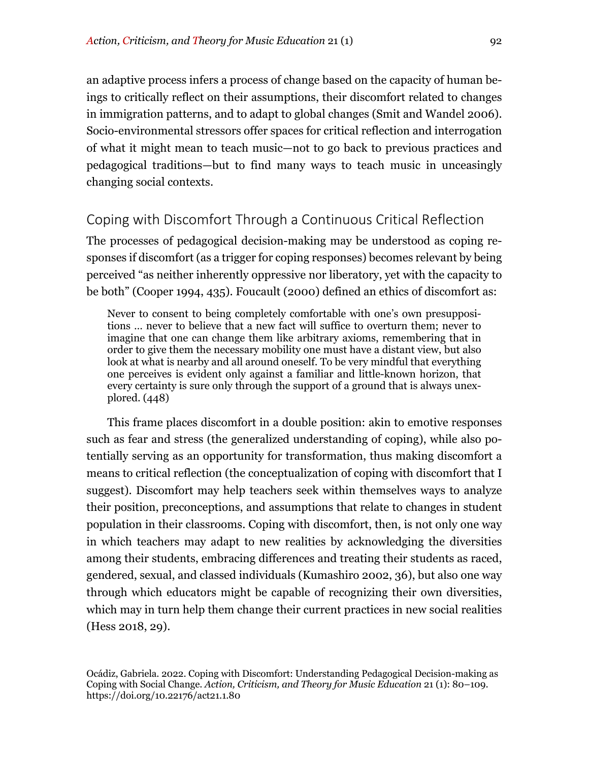an adaptive process infers a process of change based on the capacity of human beings to critically reflect on their assumptions, their discomfort related to changes in immigration patterns, and to adapt to global changes (Smit and Wandel 2006). Socio-environmental stressors offer spaces for critical reflection and interrogation of what it might mean to teach music—not to go back to previous practices and pedagogical traditions—but to find many ways to teach music in unceasingly changing social contexts.

## Coping with Discomfort Through a Continuous Critical Reflection

The processes of pedagogical decision-making may be understood as coping responses if discomfort (as a trigger for coping responses) becomes relevant by being perceived "as neither inherently oppressive nor liberatory, yet with the capacity to be both" (Cooper 1994, 435). Foucault (2000) defined an ethics of discomfort as:

> Never to consent to being completely comfortable with one's own presuppositions … never to believe that a new fact will suffice to overturn them; never to imagine that one can change them like arbitrary axioms, remembering that in order to give them the necessary mobility one must have a distant view, but also look at what is nearby and all around oneself. To be very mindful that everything one perceives is evident only against a familiar and little-known horizon, that every certainty is sure only through the support of a ground that is always unexplored. (448)

This frame places discomfort in a double position: akin to emotive responses such as fear and stress (the generalized understanding of coping), while also potentially serving as an opportunity for transformation, thus making discomfort a means to critical reflection (the conceptualization of coping with discomfort that I suggest). Discomfort may help teachers seek within themselves ways to analyze their position, preconceptions, and assumptions that relate to changes in student population in their classrooms. Coping with discomfort, then, is not only one way in which teachers may adapt to new realities by acknowledging the diversities among their students, embracing differences and treating their students as raced, gendered, sexual, and classed individuals (Kumashiro 2002, 36), but also one way through which educators might be capable of recognizing their own diversities, which may in turn help them change their current practices in new social realities (Hess 2018, 29).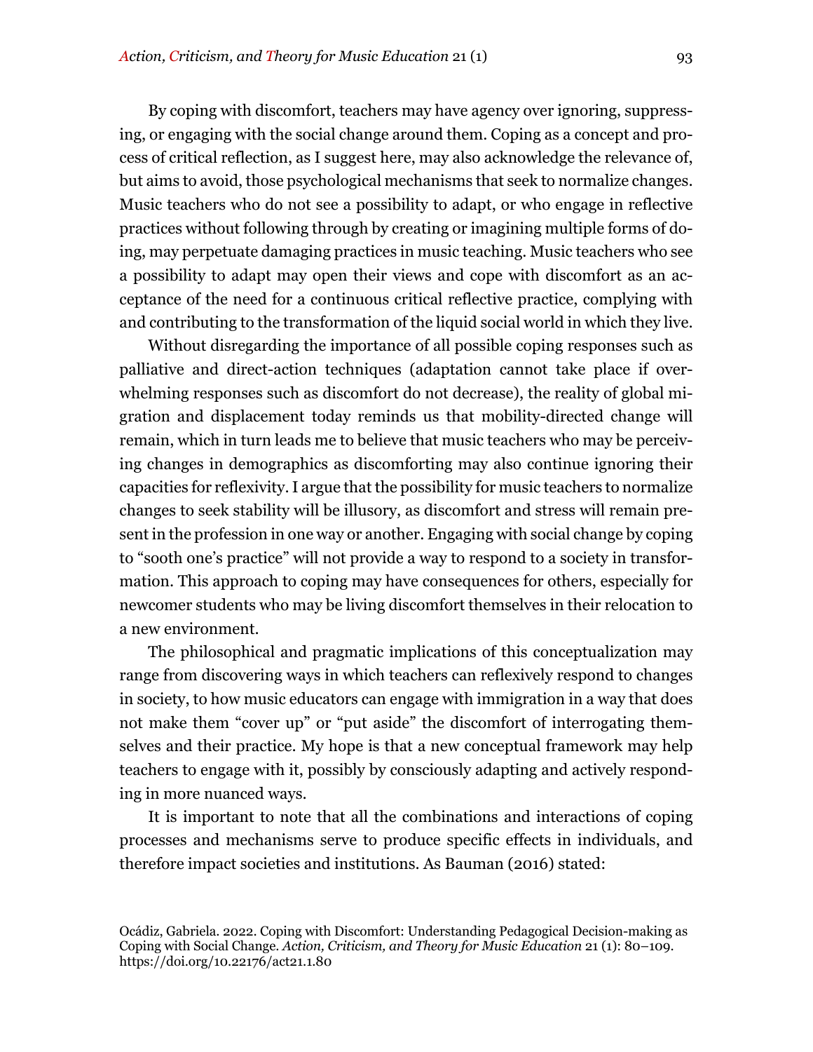By coping with discomfort, teachers may have agency over ignoring, suppressing, or engaging with the social change around them. Coping as a concept and process of critical reflection, as I suggest here, may also acknowledge the relevance of, but aims to avoid, those psychological mechanisms that seek to normalize changes. Music teachers who do not see a possibility to adapt, or who engage in reflective practices without following through by creating or imagining multiple forms of doing, may perpetuate damaging practices in music teaching. Music teachers who see a possibility to adapt may open their views and cope with discomfort as an acceptance of the need for a continuous critical reflective practice, complying with and contributing to the transformation of the liquid social world in which they live.

Without disregarding the importance of all possible coping responses such as palliative and direct-action techniques (adaptation cannot take place if overwhelming responses such as discomfort do not decrease), the reality of global migration and displacement today reminds us that mobility-directed change will remain, which in turn leads me to believe that music teachers who may be perceiving changes in demographics as discomforting may also continue ignoring their capacities for reflexivity. I argue that the possibility for music teachers to normalize changes to seek stability will be illusory, as discomfort and stress will remain present in the profession in one way or another. Engaging with social change by coping to "sooth one's practice" will not provide a way to respond to a society in transformation. This approach to coping may have consequences for others, especially for newcomer students who may be living discomfort themselves in their relocation to a new environment.

The philosophical and pragmatic implications of this conceptualization may range from discovering ways in which teachers can reflexively respond to changes in society, to how music educators can engage with immigration in a way that does not make them "cover up" or "put aside" the discomfort of interrogating themselves and their practice. My hope is that a new conceptual framework may help teachers to engage with it, possibly by consciously adapting and actively responding in more nuanced ways.

It is important to note that all the combinations and interactions of coping processes and mechanisms serve to produce specific effects in individuals, and therefore impact societies and institutions. As Bauman (2016) stated: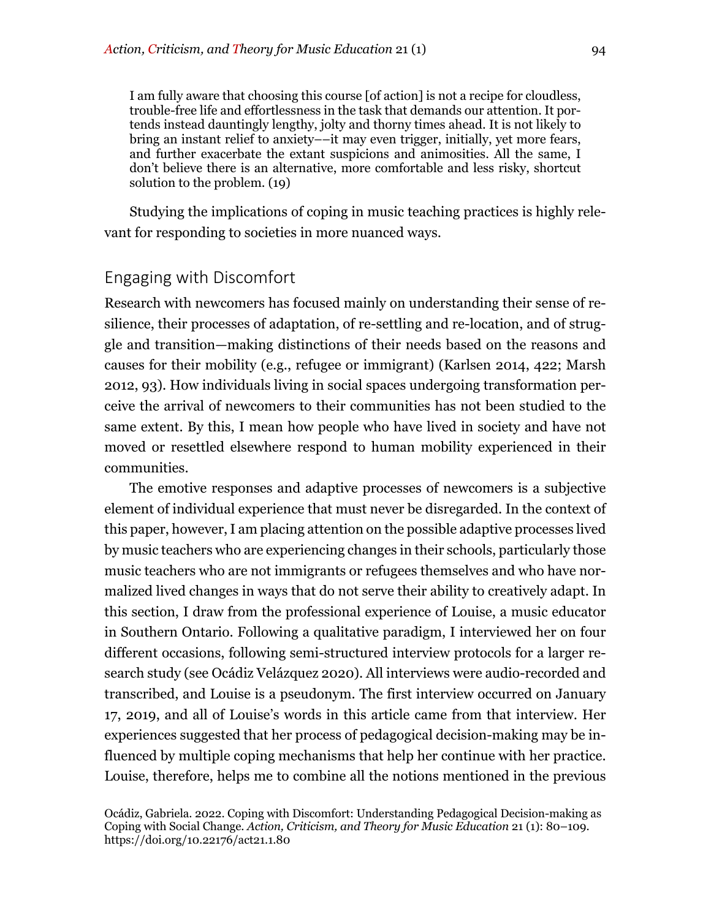> I am fully aware that choosing this course [of action] is not a recipe for cloudless, trouble-free life and effortlessness in the task that demands our attention. It portends instead dauntingly lengthy, jolty and thorny times ahead. It is not likely to bring an instant relief to anxiety––it may even trigger, initially, yet more fears, and further exacerbate the extant suspicions and animosities. All the same, I don't believe there is an alternative, more comfortable and less risky, shortcut solution to the problem. (19)

Studying the implications of coping in music teaching practices is highly relevant for responding to societies in more nuanced ways.

## Engaging with Discomfort

Research with newcomers has focused mainly on understanding their sense of resilience, their processes of adaptation, of re-settling and re-location, and of struggle and transition—making distinctions of their needs based on the reasons and causes for their mobility (e.g., refugee or immigrant) (Karlsen 2014, 422; Marsh 2012, 93). How individuals living in social spaces undergoing transformation perceive the arrival of newcomers to their communities has not been studied to the same extent. By this, I mean how people who have lived in society and have not moved or resettled elsewhere respond to human mobility experienced in their communities.

The emotive responses and adaptive processes of newcomers is a subjective element of individual experience that must never be disregarded. In the context of this paper, however, I am placing attention on the possible adaptive processes lived by music teachers who are experiencing changes in their schools, particularly those music teachers who are not immigrants or refugees themselves and who have normalized lived changes in ways that do not serve their ability to creatively adapt. In this section, I draw from the professional experience of Louise, a music educator in Southern Ontario. Following a qualitative paradigm, I interviewed her on four different occasions, following semi-structured interview protocols for a larger research study (see Ocádiz Velázquez 2020). All interviews were audio-recorded and transcribed, and Louise is a pseudonym. The first interview occurred on January 17, 2019, and all of Louise's words in this article came from that interview. Her experiences suggested that her process of pedagogical decision-making may be influenced by multiple coping mechanisms that help her continue with her practice. Louise, therefore, helps me to combine all the notions mentioned in the previous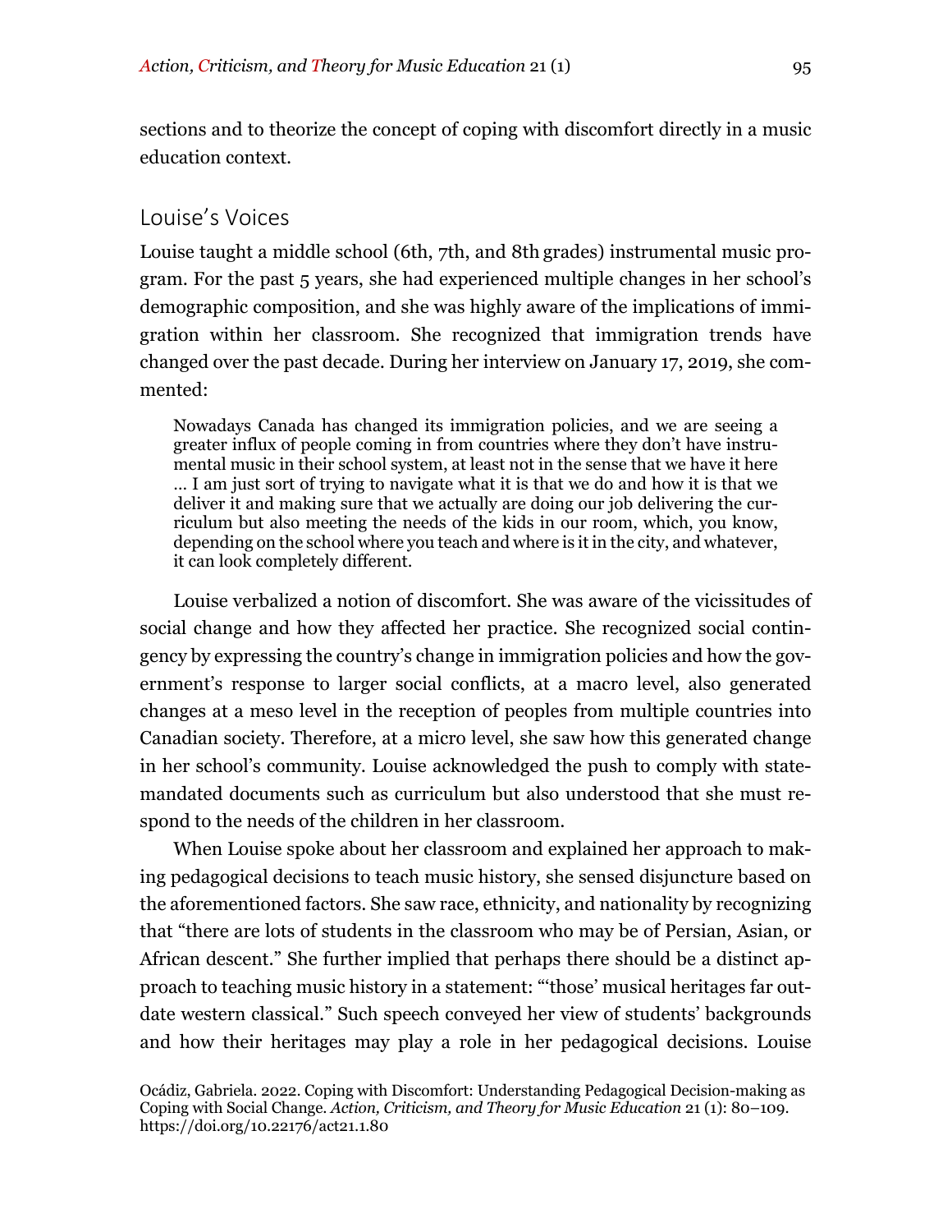sections and to theorize the concept of coping with discomfort directly in a music education context.

## Louise's Voices

Louise taught a middle school (6th, 7th, and 8th grades) instrumental music program. For the past 5 years, she had experienced multiple changes in her school's demographic composition, and she was highly aware of the implications of immigration within her classroom. She recognized that immigration trends have changed over the past decade. During her interview on January 17, 2019, she commented:

> Nowadays Canada has changed its immigration policies, and we are seeing a greater influx of people coming in from countries where they don't have instrumental music in their school system, at least not in the sense that we have it here … I am just sort of trying to navigate what it is that we do and how it is that we deliver it and making sure that we actually are doing our job delivering the curriculum but also meeting the needs of the kids in our room, which, you know, depending on the school where you teach and where is it in the city, and whatever, it can look completely different.

Louise verbalized a notion of discomfort. She was aware of the vicissitudes of social change and how they affected her practice. She recognized social contingency by expressing the country's change in immigration policies and how the government's response to larger social conflicts, at a macro level, also generated changes at a meso level in the reception of peoples from multiple countries into Canadian society. Therefore, at a micro level, she saw how this generated change in her school's community. Louise acknowledged the push to comply with state-mandated documents such as curriculum but also understood that she must respond to the needs of the children in her classroom.

When Louise spoke about her classroom and explained her approach to making pedagogical decisions to teach music history, she sensed disjuncture based on the aforementioned factors. She saw race, ethnicity, and nationality by recognizing that "there are lots of students in the classroom who may be of Persian, Asian, or African descent." She further implied that perhaps there should be a distinct approach to teaching music history in a statement: "'those' musical heritages far outdate western classical." Such speech conveyed her view of students' backgrounds and how their heritages may play a role in her pedagogical decisions. Louise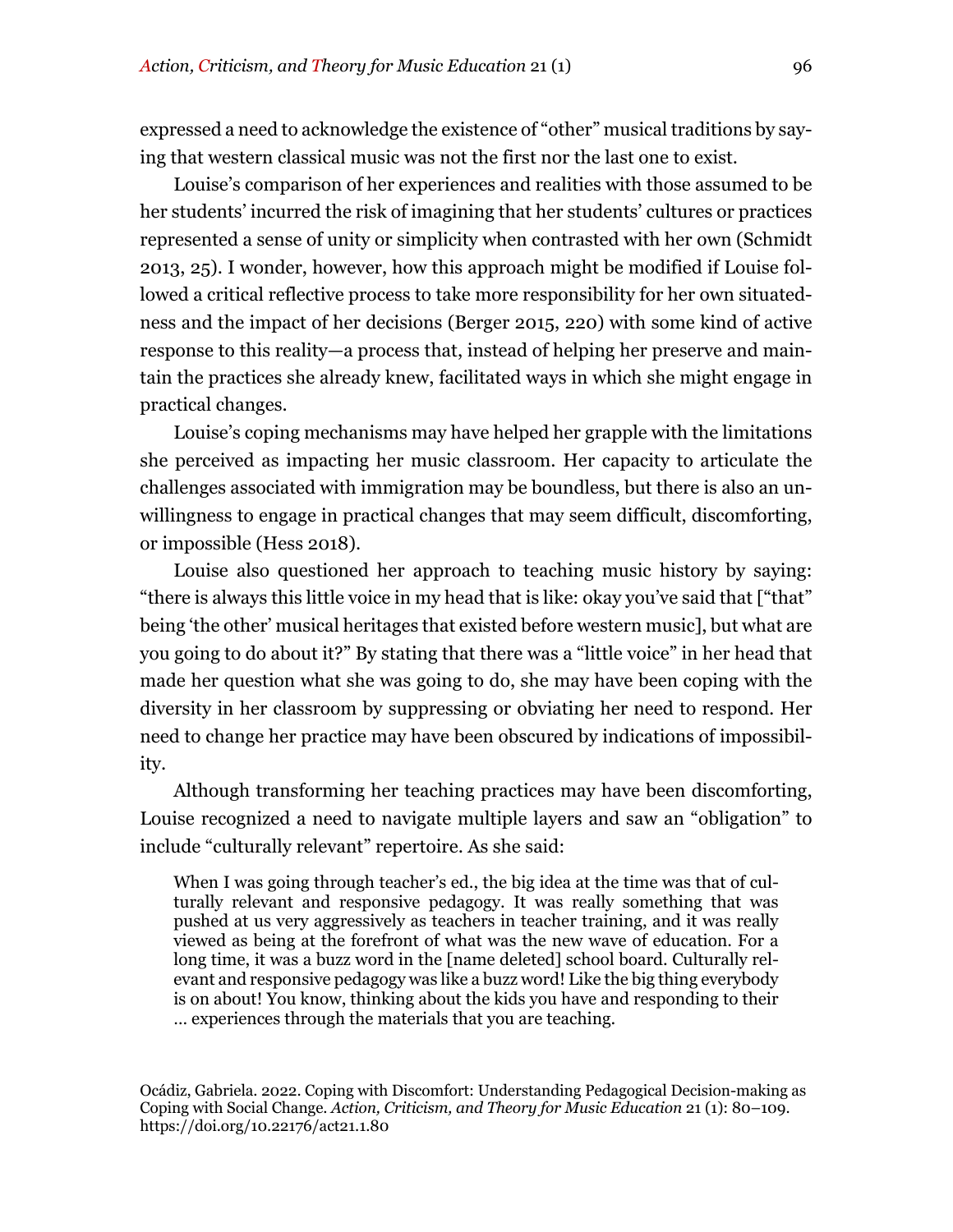expressed a need to acknowledge the existence of "other" musical traditions by saying that western classical music was not the first nor the last one to exist.

Louise's comparison of her experiences and realities with those assumed to be her students' incurred the risk of imagining that her students' cultures or practices represented a sense of unity or simplicity when contrasted with her own (Schmidt 2013, 25). I wonder, however, how this approach might be modified if Louise followed a critical reflective process to take more responsibility for her own situatedness and the impact of her decisions (Berger 2015, 220) with some kind of active response to this reality—a process that, instead of helping her preserve and maintain the practices she already knew, facilitated ways in which she might engage in practical changes.

Louise's coping mechanisms may have helped her grapple with the limitations she perceived as impacting her music classroom. Her capacity to articulate the challenges associated with immigration may be boundless, but there is also an unwillingness to engage in practical changes that may seem difficult, discomforting, or impossible (Hess 2018).

Louise also questioned her approach to teaching music history by saying: "there is always this little voice in my head that is like: okay you've said that ["that" being 'the other' musical heritages that existed before western music], but what are you going to do about it?" By stating that there was a "little voice" in her head that made her question what she was going to do, she may have been coping with the diversity in her classroom by suppressing or obviating her need to respond. Her need to change her practice may have been obscured by indications of impossibility.

Although transforming her teaching practices may have been discomforting, Louise recognized a need to navigate multiple layers and saw an "obligation" to include "culturally relevant" repertoire. As she said:

> When I was going through teacher's ed., the big idea at the time was that of culturally relevant and responsive pedagogy. It was really something that was pushed at us very aggressively as teachers in teacher training, and it was really viewed as being at the forefront of what was the new wave of education. For a long time, it was a buzz word in the [name deleted] school board. Culturally relevant and responsive pedagogy was like a buzz word! Like the big thing everybody is on about! You know, thinking about the kids you have and responding to their … experiences through the materials that you are teaching.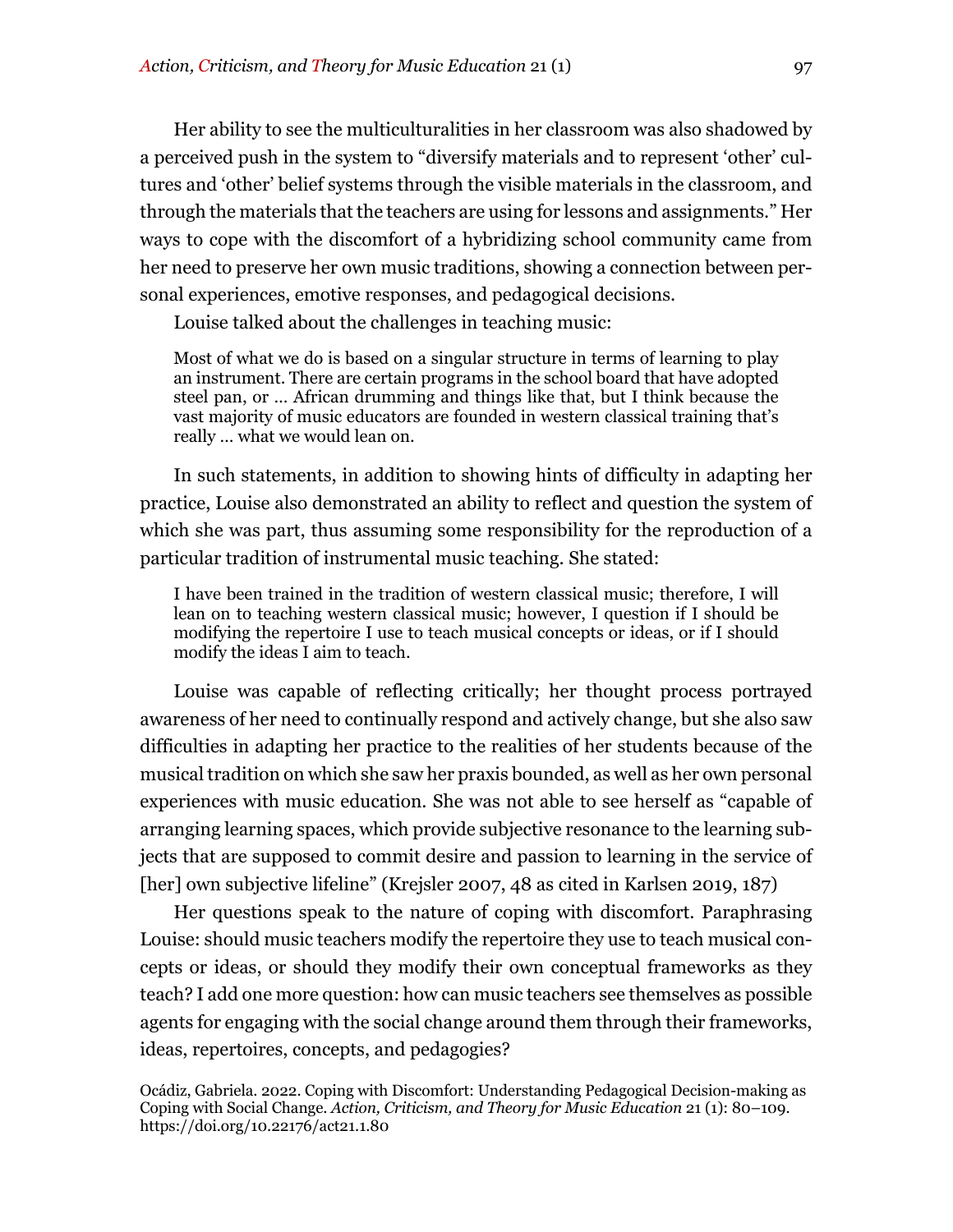Her ability to see the multiculturalities in her classroom was also shadowed by a perceived push in the system to "diversify materials and to represent 'other' cultures and 'other' belief systems through the visible materials in the classroom, and through the materials that the teachers are using for lessons and assignments." Her ways to cope with the discomfort of a hybridizing school community came from her need to preserve her own music traditions, showing a connection between personal experiences, emotive responses, and pedagogical decisions.

Louise talked about the challenges in teaching music:

> Most of what we do is based on a singular structure in terms of learning to play an instrument. There are certain programs in the school board that have adopted steel pan, or … African drumming and things like that, but I think because the vast majority of music educators are founded in western classical training that's really … what we would lean on.

In such statements, in addition to showing hints of difficulty in adapting her practice, Louise also demonstrated an ability to reflect and question the system of which she was part, thus assuming some responsibility for the reproduction of a particular tradition of instrumental music teaching. She stated:

> I have been trained in the tradition of western classical music; therefore, I will lean on to teaching western classical music; however, I question if I should be modifying the repertoire I use to teach musical concepts or ideas, or if I should modify the ideas I aim to teach.

Louise was capable of reflecting critically; her thought process portrayed awareness of her need to continually respond and actively change, but she also saw difficulties in adapting her practice to the realities of her students because of the musical tradition on which she saw her praxis bounded, as well as her own personal experiences with music education. She was not able to see herself as "capable of arranging learning spaces, which provide subjective resonance to the learning subjects that are supposed to commit desire and passion to learning in the service of [her] own subjective lifeline" (Krejsler 2007, 48 as cited in Karlsen 2019, 187)

Her questions speak to the nature of coping with discomfort. Paraphrasing Louise: should music teachers modify the repertoire they use to teach musical concepts or ideas, or should they modify their own conceptual frameworks as they teach? I add one more question: how can music teachers see themselves as possible agents for engaging with the social change around them through their frameworks, ideas, repertoires, concepts, and pedagogies?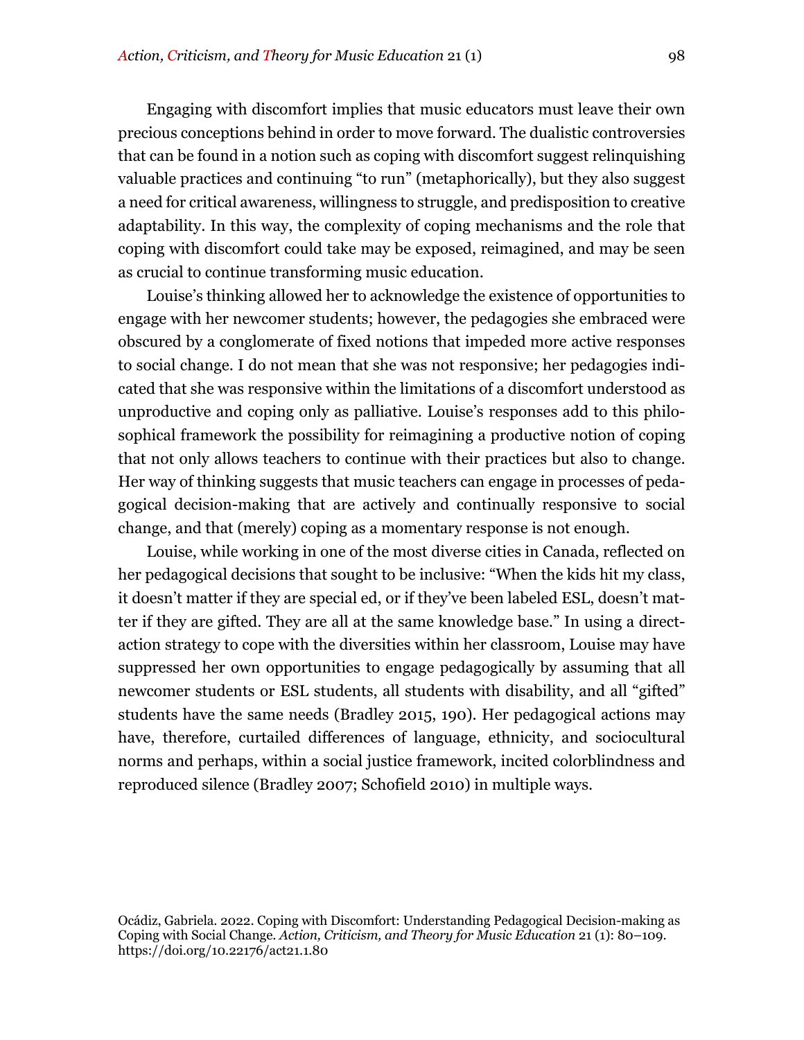Engaging with discomfort implies that music educators must leave their own precious conceptions behind in order to move forward. The dualistic controversies that can be found in a notion such as coping with discomfort suggest relinquishing valuable practices and continuing "to run" (metaphorically), but they also suggest a need for critical awareness, willingness to struggle, and predisposition to creative adaptability. In this way, the complexity of coping mechanisms and the role that coping with discomfort could take may be exposed, reimagined, and may be seen as crucial to continue transforming music education.

Louise's thinking allowed her to acknowledge the existence of opportunities to engage with her newcomer students; however, the pedagogies she embraced were obscured by a conglomerate of fixed notions that impeded more active responses to social change. I do not mean that she was not responsive; her pedagogies indicated that she was responsive within the limitations of a discomfort understood as unproductive and coping only as palliative. Louise's responses add to this philosophical framework the possibility for reimagining a productive notion of coping that not only allows teachers to continue with their practices but also to change. Her way of thinking suggests that music teachers can engage in processes of pedagogical decision-making that are actively and continually responsive to social change, and that (merely) coping as a momentary response is not enough.

Louise, while working in one of the most diverse cities in Canada, reflected on her pedagogical decisions that sought to be inclusive: "When the kids hit my class, it doesn't matter if they are special ed, or if they've been labeled ESL, doesn't matter if they are gifted. They are all at the same knowledge base." In using a direct-action strategy to cope with the diversities within her classroom, Louise may have suppressed her own opportunities to engage pedagogically by assuming that all newcomer students or ESL students, all students with disability, and all "gifted" students have the same needs (Bradley 2015, 190). Her pedagogical actions may have, therefore, curtailed differences of language, ethnicity, and sociocultural norms and perhaps, within a social justice framework, incited colorblindness and reproduced silence (Bradley 2007; Schofield 2010) in multiple ways.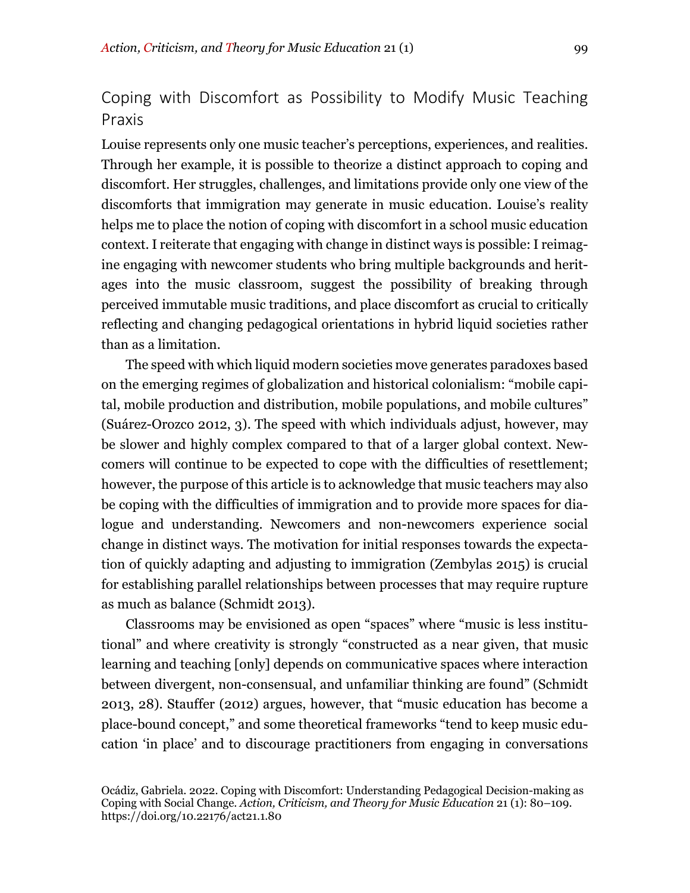## Coping with Discomfort as Possibility to Modify Music Teaching Praxis

Louise represents only one music teacher's perceptions, experiences, and realities. Through her example, it is possible to theorize a distinct approach to coping and discomfort. Her struggles, challenges, and limitations provide only one view of the discomforts that immigration may generate in music education. Louise's reality helps me to place the notion of coping with discomfort in a school music education context. I reiterate that engaging with change in distinct ways is possible: I reimagine engaging with newcomer students who bring multiple backgrounds and heritages into the music classroom, suggest the possibility of breaking through perceived immutable music traditions, and place discomfort as crucial to critically reflecting and changing pedagogical orientations in hybrid liquid societies rather than as a limitation.

The speed with which liquid modern societies move generates paradoxes based on the emerging regimes of globalization and historical colonialism: "mobile capital, mobile production and distribution, mobile populations, and mobile cultures" (Suárez-Orozco 2012, 3). The speed with which individuals adjust, however, may be slower and highly complex compared to that of a larger global context. Newcomers will continue to be expected to cope with the difficulties of resettlement; however, the purpose of this article is to acknowledge that music teachers may also be coping with the difficulties of immigration and to provide more spaces for dialogue and understanding. Newcomers and non-newcomers experience social change in distinct ways. The motivation for initial responses towards the expectation of quickly adapting and adjusting to immigration (Zembylas 2015) is crucial for establishing parallel relationships between processes that may require rupture as much as balance (Schmidt 2013).

Classrooms may be envisioned as open "spaces" where "music is less institutional" and where creativity is strongly "constructed as a near given, that music learning and teaching [only] depends on communicative spaces where interaction between divergent, non-consensual, and unfamiliar thinking are found" (Schmidt 2013, 28). Stauffer (2012) argues, however, that "music education has become a place-bound concept," and some theoretical frameworks "tend to keep music education 'in place' and to discourage practitioners from engaging in conversations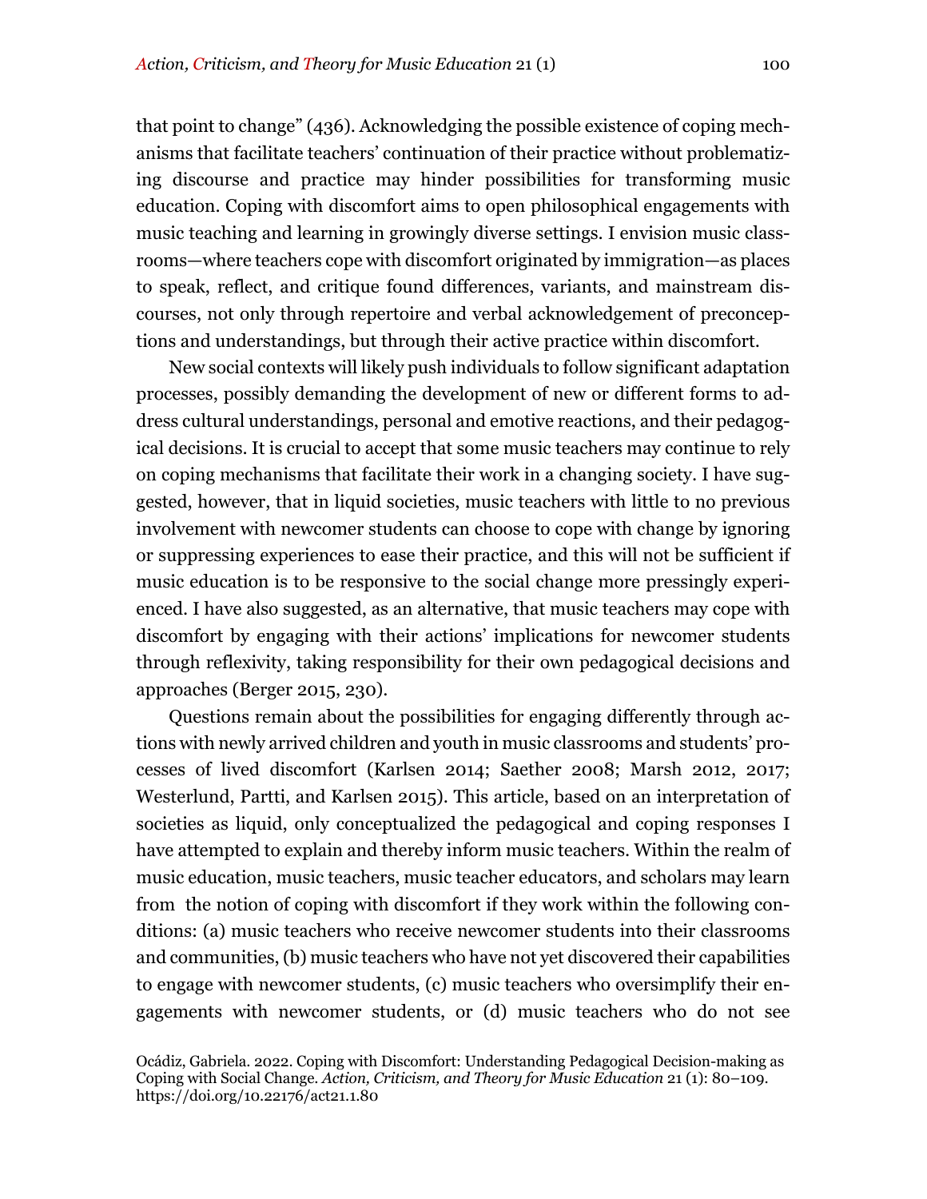that point to change" (436). Acknowledging the possible existence of coping mechanisms that facilitate teachers' continuation of their practice without problematizing discourse and practice may hinder possibilities for transforming music education. Coping with discomfort aims to open philosophical engagements with music teaching and learning in growingly diverse settings. I envision music classrooms—where teachers cope with discomfort originated by immigration—as places to speak, reflect, and critique found differences, variants, and mainstream discourses, not only through repertoire and verbal acknowledgement of preconceptions and understandings, but through their active practice within discomfort.

New social contexts will likely push individuals to follow significant adaptation processes, possibly demanding the development of new or different forms to address cultural understandings, personal and emotive reactions, and their pedagogical decisions. It is crucial to accept that some music teachers may continue to rely on coping mechanisms that facilitate their work in a changing society. I have suggested, however, that in liquid societies, music teachers with little to no previous involvement with newcomer students can choose to cope with change by ignoring or suppressing experiences to ease their practice, and this will not be sufficient if music education is to be responsive to the social change more pressingly experienced. I have also suggested, as an alternative, that music teachers may cope with discomfort by engaging with their actions' implications for newcomer students through reflexivity, taking responsibility for their own pedagogical decisions and approaches (Berger 2015, 230).

Questions remain about the possibilities for engaging differently through actions with newly arrived children and youth in music classrooms and students' processes of lived discomfort (Karlsen 2014; Saether 2008; Marsh 2012, 2017; Westerlund, Partti, and Karlsen 2015). This article, based on an interpretation of societies as liquid, only conceptualized the pedagogical and coping responses I have attempted to explain and thereby inform music teachers. Within the realm of music education, music teachers, music teacher educators, and scholars may learn from the notion of coping with discomfort if they work within the following conditions: (a) music teachers who receive newcomer students into their classrooms and communities, (b) music teachers who have not yet discovered their capabilities to engage with newcomer students, (c) music teachers who oversimplify their engagements with newcomer students, or (d) music teachers who do not see

Ocádiz, Gabriela. 2022. Coping with Discomfort: Understanding Pedagogical Decision-making as Coping with Social Change. *Action, Criticism, and Theory for Music Education* 21 (1): 80–109. https://doi.org/10.22176/act21.1.80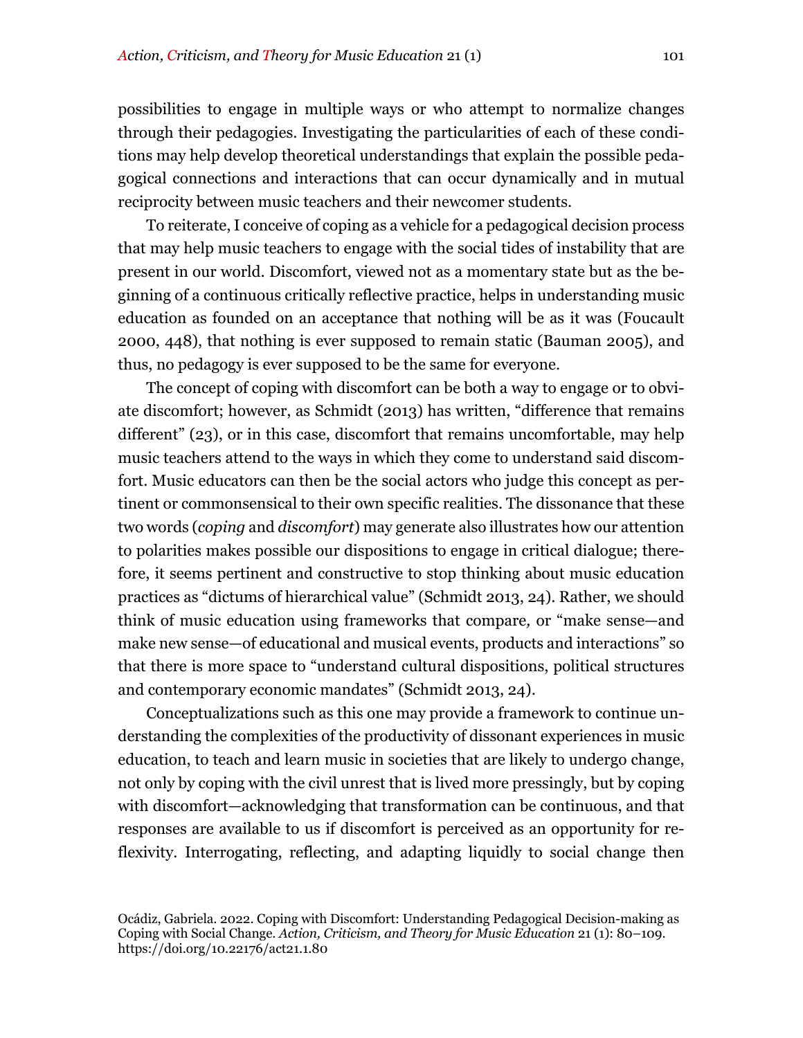possibilities to engage in multiple ways or who attempt to normalize changes through their pedagogies. Investigating the particularities of each of these conditions may help develop theoretical understandings that explain the possible pedagogical connections and interactions that can occur dynamically and in mutual reciprocity between music teachers and their newcomer students.

To reiterate, I conceive of coping as a vehicle for a pedagogical decision process that may help music teachers to engage with the social tides of instability that are present in our world. Discomfort, viewed not as a momentary state but as the beginning of a continuous critically reflective practice, helps in understanding music education as founded on an acceptance that nothing will be as it was (Foucault 2000, 448), that nothing is ever supposed to remain static (Bauman 2005), and thus, no pedagogy is ever supposed to be the same for everyone.

The concept of coping with discomfort can be both a way to engage or to obviate discomfort; however, as Schmidt (2013) has written, "difference that remains different" (23), or in this case, discomfort that remains uncomfortable, may help music teachers attend to the ways in which they come to understand said discomfort. Music educators can then be the social actors who judge this concept as pertinent or commonsensical to their own specific realities. The dissonance that these two words (*coping* and *discomfort*) may generate also illustrates how our attention to polarities makes possible our dispositions to engage in critical dialogue; therefore, it seems pertinent and constructive to stop thinking about music education practices as "dictums of hierarchical value" (Schmidt 2013, 24). Rather, we should think of music education using frameworks that compare, or "make sense—and make new sense—of educational and musical events, products and interactions" so that there is more space to "understand cultural dispositions, political structures and contemporary economic mandates" (Schmidt 2013, 24).

Conceptualizations such as this one may provide a framework to continue understanding the complexities of the productivity of dissonant experiences in music education, to teach and learn music in societies that are likely to undergo change, not only by coping with the civil unrest that is lived more pressingly, but by coping with discomfort—acknowledging that transformation can be continuous, and that responses are available to us if discomfort is perceived as an opportunity for reflexivity. Interrogating, reflecting, and adapting liquidly to social change then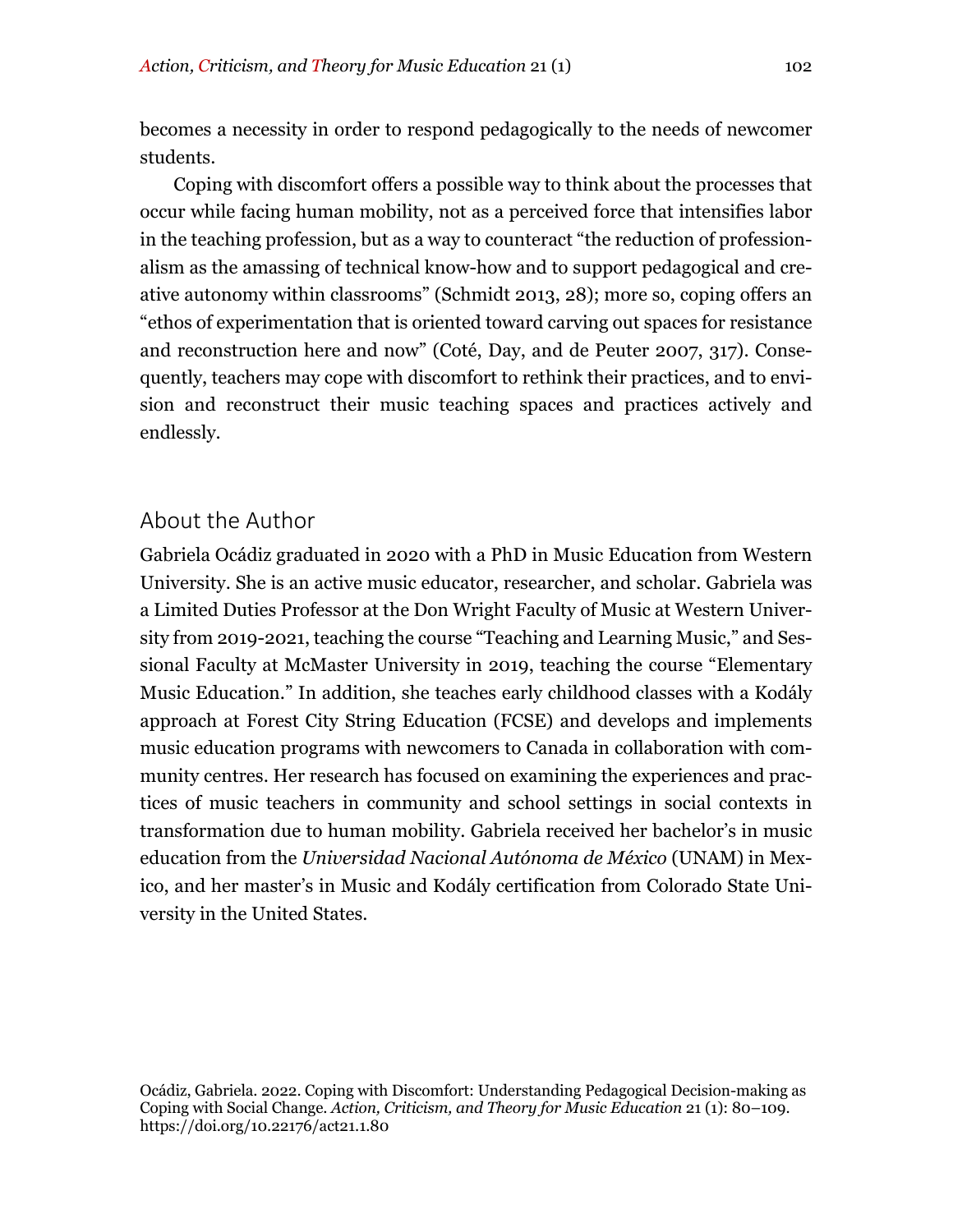becomes a necessity in order to respond pedagogically to the needs of newcomer students.

Coping with discomfort offers a possible way to think about the processes that occur while facing human mobility, not as a perceived force that intensifies labor in the teaching profession, but as a way to counteract "the reduction of professionalism as the amassing of technical know-how and to support pedagogical and creative autonomy within classrooms" (Schmidt 2013, 28); more so, coping offers an "ethos of experimentation that is oriented toward carving out spaces for resistance and reconstruction here and now" (Coté, Day, and de Peuter 2007, 317). Consequently, teachers may cope with discomfort to rethink their practices, and to envision and reconstruct their music teaching spaces and practices actively and endlessly.

## About the Author

Gabriela Ocádiz graduated in 2020 with a PhD in Music Education from Western University. She is an active music educator, researcher, and scholar. Gabriela was a Limited Duties Professor at the Don Wright Faculty of Music at Western University from 2019-2021, teaching the course "Teaching and Learning Music," and Sessional Faculty at McMaster University in 2019, teaching the course "Elementary Music Education." In addition, she teaches early childhood classes with a Kodály approach at Forest City String Education (FCSE) and develops and implements music education programs with newcomers to Canada in collaboration with community centres. Her research has focused on examining the experiences and practices of music teachers in community and school settings in social contexts in transformation due to human mobility. Gabriela received her bachelor's in music education from the *Universidad Nacional Autónoma de México* (UNAM) in Mexico, and her master's in Music and Kodály certification from Colorado State University in the United States.

Ocádiz, Gabriela. 2022. Coping with Discomfort: Understanding Pedagogical Decision-making as Coping with Social Change. *Action, Criticism, and Theory for Music Education* 21 (1): 80–109. https://doi.org/10.22176/act21.1.80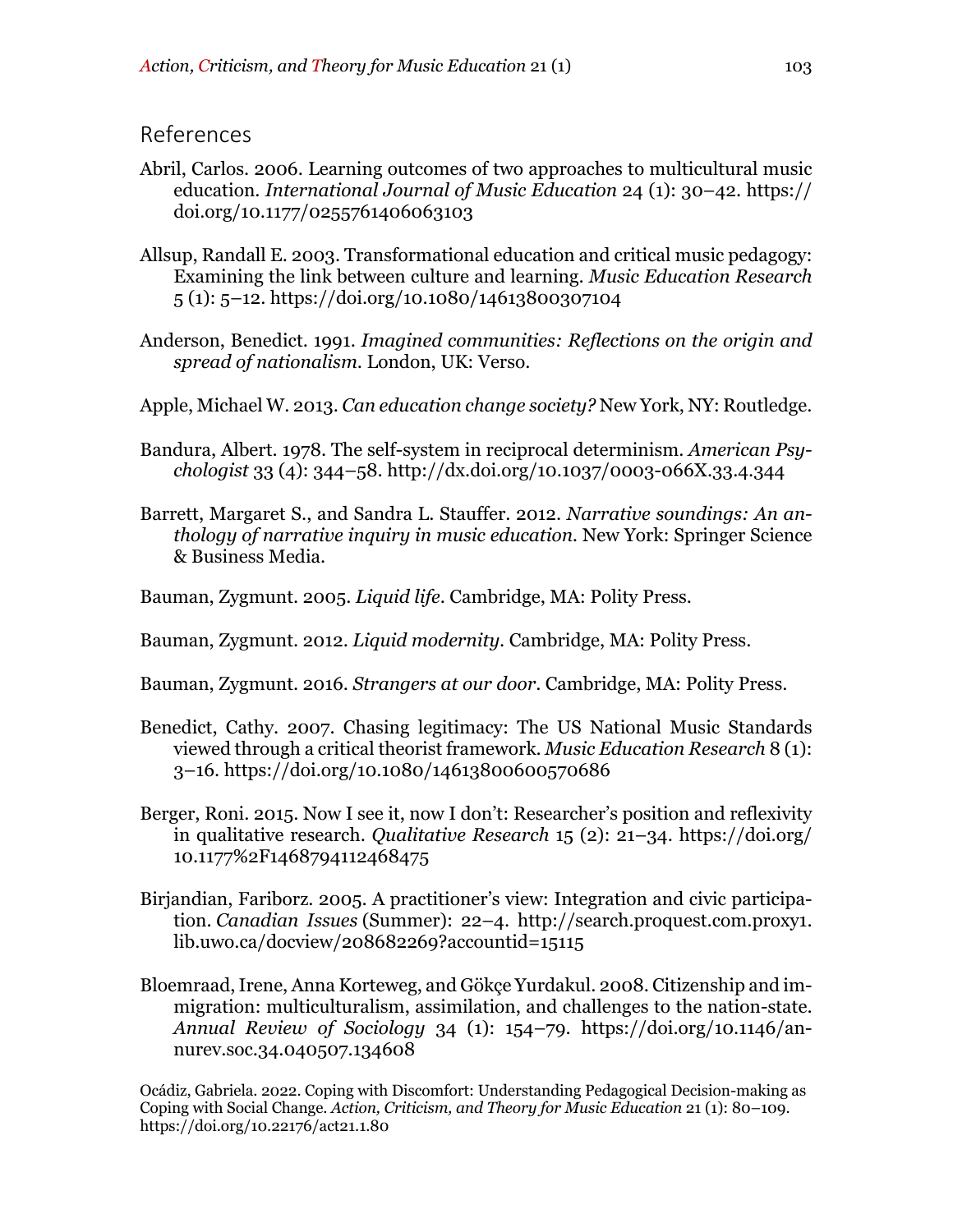## References

Abril, Carlos. 2006. Learning outcomes of two approaches to multicultural music education. *International Journal of Music Education* 24 (1): 30–42. https://doi.org/10.1177/0255761406063103

Allsup, Randall E. 2003. Transformational education and critical music pedagogy: Examining the link between culture and learning. *Music Education Research* 5 (1): 5–12. https://doi.org/10.1080/14613800307104

Anderson, Benedict. 1991. *Imagined communities: Reflections on the origin and spread of nationalism*. London, UK: Verso.

Apple, Michael W. 2013. *Can education change society?* New York, NY: Routledge.

Bandura, Albert. 1978. The self-system in reciprocal determinism. *American Psychologist* 33 (4): 344–58. http://dx.doi.org/10.1037/0003-066X.33.4.344

Barrett, Margaret S., and Sandra L. Stauffer. 2012. *Narrative soundings: An anthology of narrative inquiry in music education*. New York: Springer Science & Business Media.

Bauman, Zygmunt. 2005. *Liquid life*. Cambridge, MA: Polity Press.

Bauman, Zygmunt. 2012. *Liquid modernity*. Cambridge, MA: Polity Press.

Bauman, Zygmunt. 2016. *Strangers at our door*. Cambridge, MA: Polity Press.

Benedict, Cathy. 2007. Chasing legitimacy: The US National Music Standards viewed through a critical theorist framework. *Music Education Research* 8 (1): 3–16. https://doi.org/10.1080/14613800600570686

Berger, Roni. 2015. Now I see it, now I don't: Researcher's position and reflexivity in qualitative research. *Qualitative Research* 15 (2): 21–34. https://doi.org/10.1177%2F1468794112468475

Birjandian, Fariborz. 2005. A practitioner's view: Integration and civic participation. *Canadian Issues* (Summer): 22–4. http://search.proquest.com.proxy1.lib.uwo.ca/docview/208682269?accountid=15115

Bloemraad, Irene, Anna Korteweg, and Gökçe Yurdakul. 2008. Citizenship and immigration: multiculturalism, assimilation, and challenges to the nation-state. *Annual Review of Sociology* 34 (1): 154–79. https://doi.org/10.1146/annurev.soc.34.040507.134608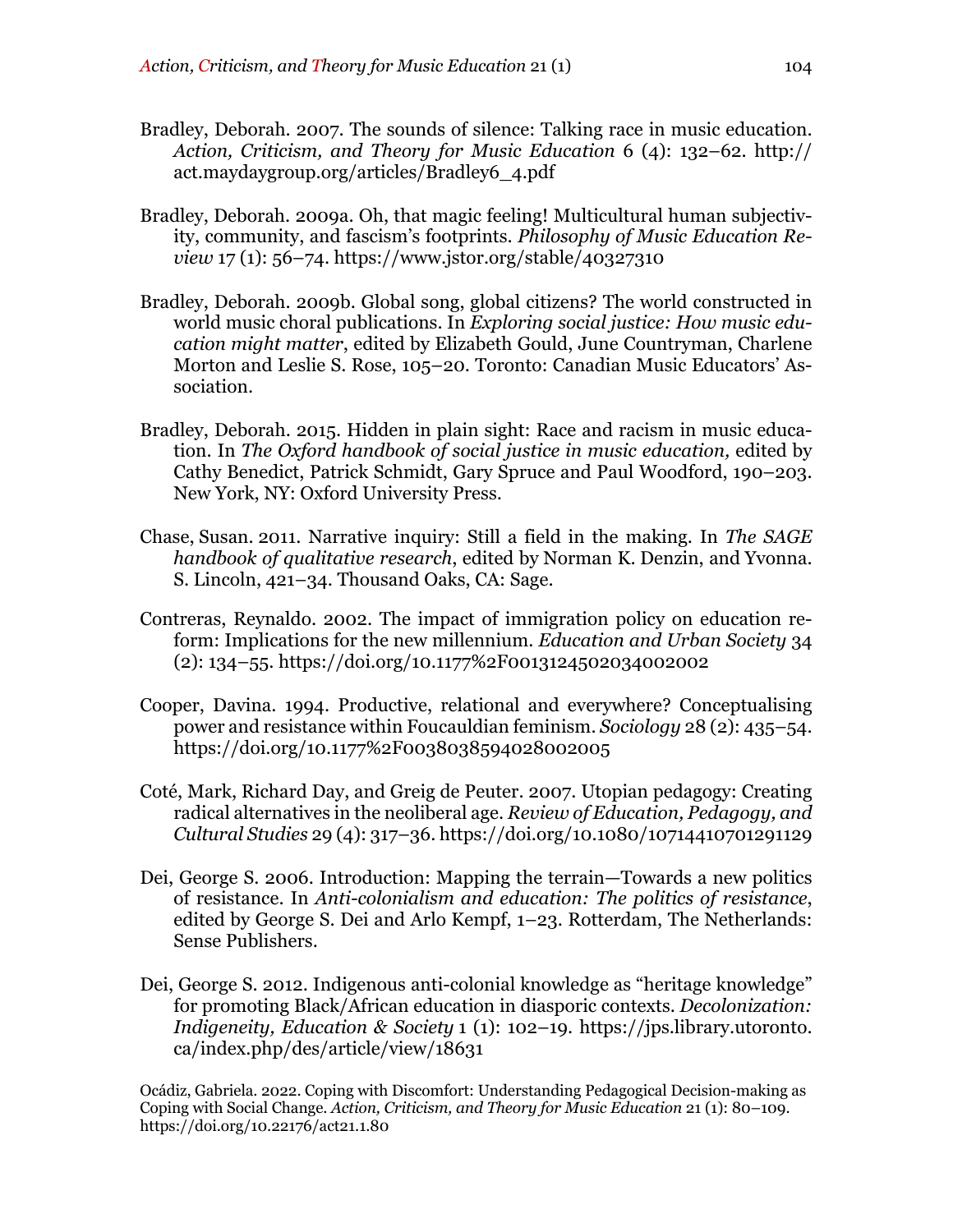Bradley, Deborah. 2007. The sounds of silence: Talking race in music education. *Action, Criticism, and Theory for Music Education* 6 (4): 132–62. http://act.maydaygroup.org/articles/Bradley6_4.pdf

Bradley, Deborah. 2009a. Oh, that magic feeling! Multicultural human subjectivity, community, and fascism's footprints. *Philosophy of Music Education Review* 17 (1): 56–74. https://www.jstor.org/stable/40327310

Bradley, Deborah. 2009b. Global song, global citizens? The world constructed in world music choral publications. In *Exploring social justice: How music education might matter*, edited by Elizabeth Gould, June Countryman, Charlene Morton and Leslie S. Rose, 105–20. Toronto: Canadian Music Educators' Association.

Bradley, Deborah. 2015. Hidden in plain sight: Race and racism in music education. In *The Oxford handbook of social justice in music education,* edited by Cathy Benedict, Patrick Schmidt, Gary Spruce and Paul Woodford, 190–203. New York, NY: Oxford University Press.

Chase, Susan. 2011. Narrative inquiry: Still a field in the making. In *The SAGE handbook of qualitative research*, edited by Norman K. Denzin, and Yvonna. S. Lincoln, 421–34. Thousand Oaks, CA: Sage.

Contreras, Reynaldo. 2002. The impact of immigration policy on education reform: Implications for the new millennium. *Education and Urban Society* 34 (2): 134–55. https://doi.org/10.1177%2F0013124502034002002

Cooper, Davina. 1994. Productive, relational and everywhere? Conceptualising power and resistance within Foucauldian feminism. *Sociology* 28 (2): 435–54. https://doi.org/10.1177%2F0038038594028002005

Coté, Mark, Richard Day, and Greig de Peuter. 2007. Utopian pedagogy: Creating radical alternatives in the neoliberal age. *Review of Education, Pedagogy, and Cultural Studies* 29 (4): 317–36. https://doi.org/10.1080/10714410701291129

Dei, George S. 2006. Introduction: Mapping the terrain—Towards a new politics of resistance. In *Anti-colonialism and education: The politics of resistance*, edited by George S. Dei and Arlo Kempf, 1–23. Rotterdam, The Netherlands: Sense Publishers.

Dei, George S. 2012. Indigenous anti-colonial knowledge as "heritage knowledge" for promoting Black/African education in diasporic contexts. *Decolonization: Indigeneity, Education & Society* 1 (1): 102–19. https://jps.library.utoronto.ca/index.php/des/article/view/18631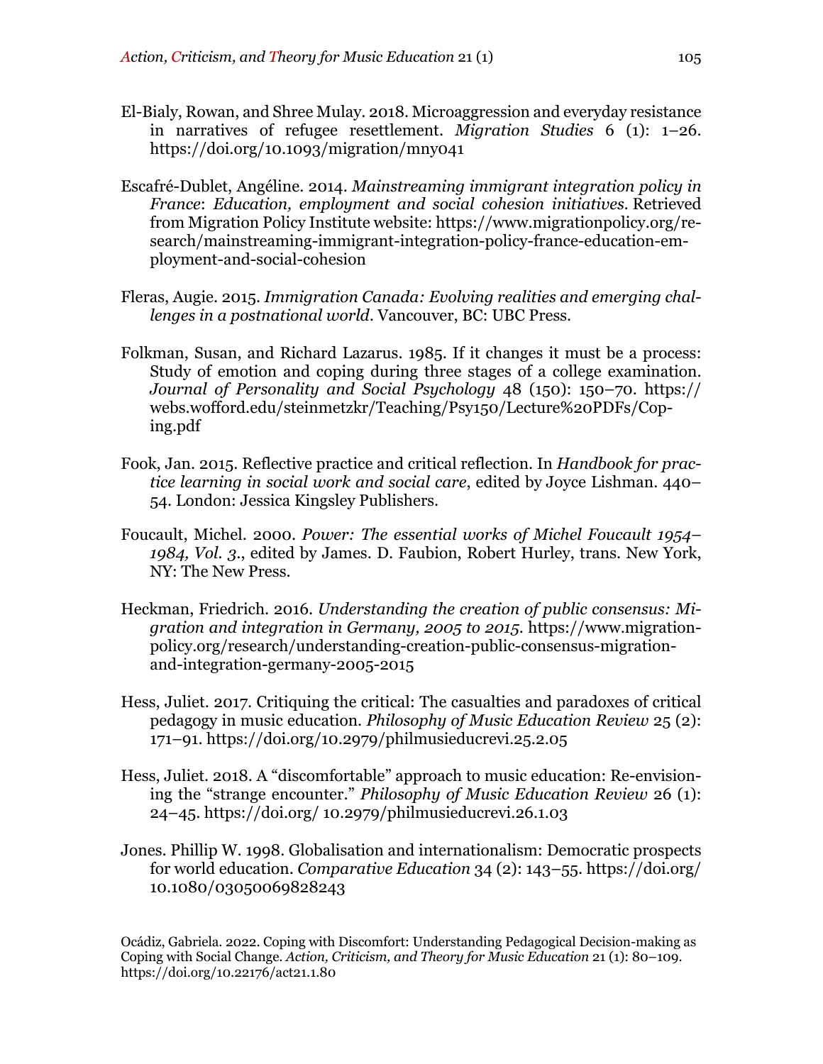El-Bialy, Rowan, and Shree Mulay. 2018. Microaggression and everyday resistance in narratives of refugee resettlement. *Migration Studies* 6 (1): 1–26. https://doi.org/10.1093/migration/mny041

Escafré-Dublet, Angéline. 2014. *Mainstreaming immigrant integration policy in France*: *Education, employment and social cohesion initiatives*. Retrieved from Migration Policy Institute website: https://www.migrationpolicy.org/research/mainstreaming-immigrant-integration-policy-france-education-employment-and-social-cohesion

Fleras, Augie. 2015. *Immigration Canada: Evolving realities and emerging challenges in a postnational world*. Vancouver, BC: UBC Press.

Folkman, Susan, and Richard Lazarus. 1985. If it changes it must be a process: Study of emotion and coping during three stages of a college examination. *Journal of Personality and Social Psychology* 48 (150): 150–70. https://webs.wofford.edu/steinmetzkr/Teaching/Psy150/Lecture%20PDFs/Coping.pdf

Fook, Jan. 2015. Reflective practice and critical reflection. In *Handbook for practice learning in social work and social care*, edited by Joyce Lishman. 440–54. London: Jessica Kingsley Publishers.

Foucault, Michel. 2000. *Power: The essential works of Michel Foucault 1954–1984, Vol. 3.*, edited by James. D. Faubion, Robert Hurley, trans. New York, NY: The New Press.

Heckman, Friedrich. 2016. *Understanding the creation of public consensus: Migration and integration in Germany, 2005 to 2015*. https://www.migrationpolicy.org/research/understanding-creation-public-consensus-migration-and-integration-germany-2005-2015

Hess, Juliet. 2017. Critiquing the critical: The casualties and paradoxes of critical pedagogy in music education. *Philosophy of Music Education Review* 25 (2): 171–91. https://doi.org/10.2979/philmusieducrevi.25.2.05

Hess, Juliet. 2018. A "discomfortable" approach to music education: Re-envisioning the "strange encounter." *Philosophy of Music Education Review* 26 (1): 24–45. https://doi.org/ 10.2979/philmusieducrevi.26.1.03

Jones. Phillip W. 1998. Globalisation and internationalism: Democratic prospects for world education. *Comparative Education* 34 (2): 143–55. https://doi.org/10.1080/03050069828243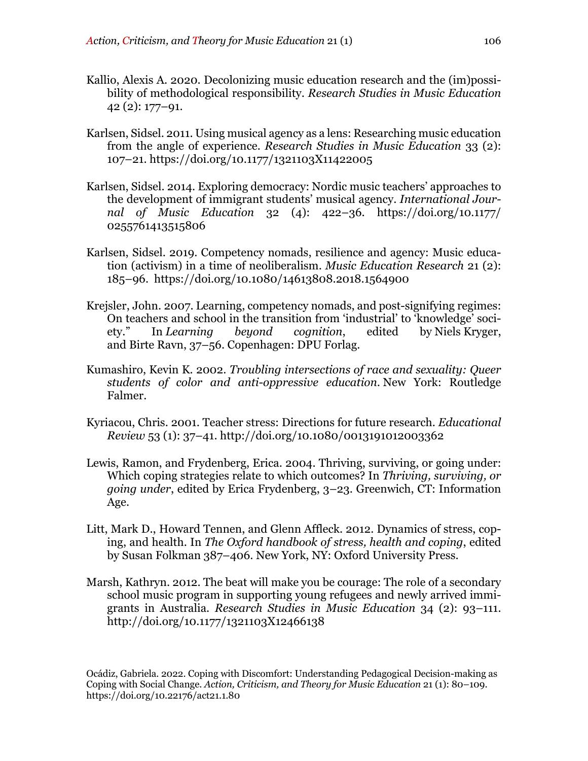Kallio, Alexis A. 2020. Decolonizing music education research and the (im)possibility of methodological responsibility. *Research Studies in Music Education* 42 (2): 177–91.

Karlsen, Sidsel. 2011. Using musical agency as a lens: Researching music education from the angle of experience. *Research Studies in Music Education* 33 (2): 107–21. https://doi.org/10.1177/1321103X11422005

Karlsen, Sidsel. 2014. Exploring democracy: Nordic music teachers' approaches to the development of immigrant students' musical agency. *International Journal of Music Education* 32 (4): 422–36. https://doi.org/10.1177/0255761413515806

Karlsen, Sidsel. 2019. Competency nomads, resilience and agency: Music education (activism) in a time of neoliberalism. *Music Education Research* 21 (2): 185–96. https://doi.org/10.1080/14613808.2018.1564900

Krejsler, John. 2007. Learning, competency nomads, and post-signifying regimes: On teachers and school in the transition from 'industrial' to 'knowledge' society." In *Learning beyond cognition*, edited by Niels Kryger, and Birte Ravn, 37–56. Copenhagen: DPU Forlag.

Kumashiro, Kevin K. 2002. *Troubling intersections of race and sexuality: Queer students of color and anti-oppressive education.* New York: Routledge Falmer.

Kyriacou, Chris. 2001. Teacher stress: Directions for future research. *Educational Review* 53 (1): 37–41. http://doi.org/10.1080/0013191012003362

Lewis, Ramon, and Frydenberg, Erica. 2004. Thriving, surviving, or going under: Which coping strategies relate to which outcomes? In *Thriving, surviving, or going under*, edited by Erica Frydenberg, 3–23. Greenwich, CT: Information Age.

Litt, Mark D., Howard Tennen, and Glenn Affleck. 2012. Dynamics of stress, coping, and health. In *The Oxford handbook of stress, health and coping*, edited by Susan Folkman 387–406. New York, NY: Oxford University Press.

Marsh, Kathryn. 2012. The beat will make you be courage: The role of a secondary school music program in supporting young refugees and newly arrived immigrants in Australia. *Research Studies in Music Education* 34 (2): 93–111. http://doi.org/10.1177/1321103X12466138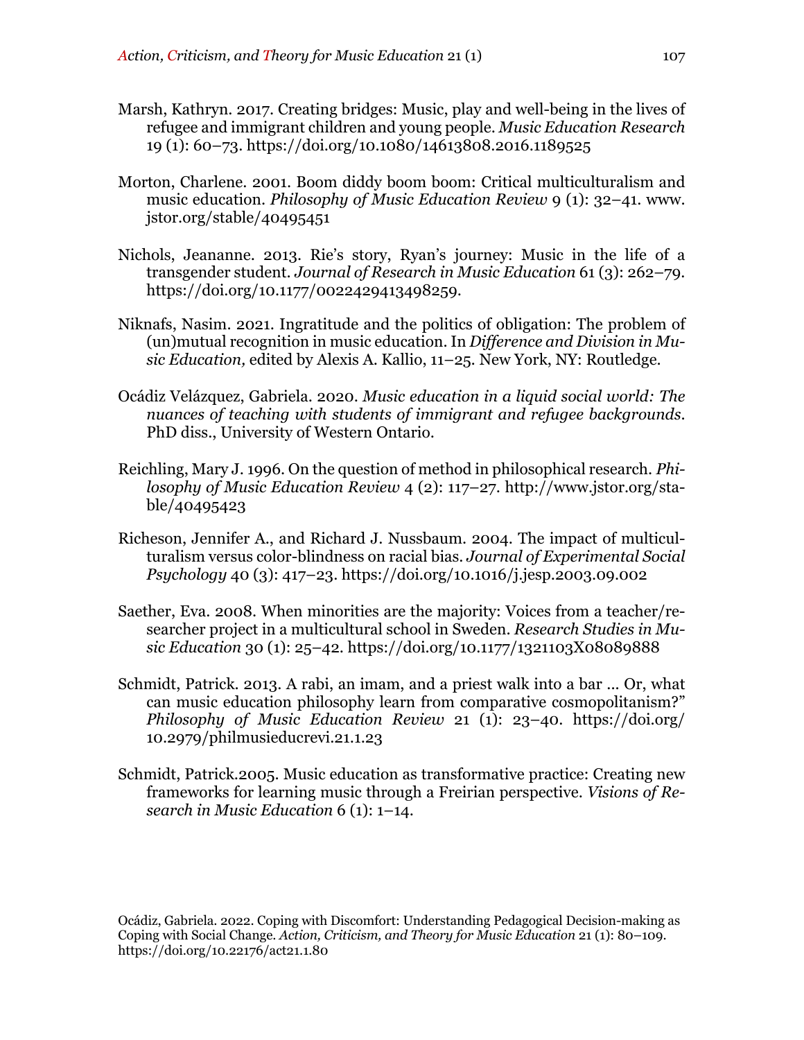Marsh, Kathryn. 2017. Creating bridges: Music, play and well-being in the lives of refugee and immigrant children and young people. *Music Education Research* 19 (1): 60–73. https://doi.org/10.1080/14613808.2016.1189525

Morton, Charlene. 2001. Boom diddy boom boom: Critical multiculturalism and music education. *Philosophy of Music Education Review* 9 (1): 32–41. www.jstor.org/stable/40495451

Nichols, Jeananne. 2013. Rie's story, Ryan's journey: Music in the life of a transgender student. *Journal of Research in Music Education* 61 (3): 262–79. https://doi.org/10.1177/0022429413498259.

Niknafs, Nasim. 2021. Ingratitude and the politics of obligation: The problem of (un)mutual recognition in music education. In *Difference and Division in Music Education,* edited by Alexis A. Kallio, 11–25. New York, NY: Routledge.

Ocádiz Velázquez, Gabriela. 2020. *Music education in a liquid social world: The nuances of teaching with students of immigrant and refugee backgrounds*. PhD diss., University of Western Ontario.

Reichling, Mary J. 1996. On the question of method in philosophical research. *Philosophy of Music Education Review* 4 (2): 117–27. http://www.jstor.org/stable/40495423

Richeson, Jennifer A., and Richard J. Nussbaum. 2004. The impact of multiculturalism versus color-blindness on racial bias. *Journal of Experimental Social Psychology* 40 (3): 417–23. https://doi.org/10.1016/j.jesp.2003.09.002

Saether, Eva. 2008. When minorities are the majority: Voices from a teacher/researcher project in a multicultural school in Sweden. *Research Studies in Music Education* 30 (1): 25–42. https://doi.org/10.1177/1321103X08089888

Schmidt, Patrick. 2013. A rabi, an imam, and a priest walk into a bar … Or, what can music education philosophy learn from comparative cosmopolitanism?" *Philosophy of Music Education Review* 21 (1): 23–40. https://doi.org/10.2979/philmusieducrevi.21.1.23

Schmidt, Patrick.2005. Music education as transformative practice: Creating new frameworks for learning music through a Freirian perspective. *Visions of Research in Music Education* 6 (1): 1–14.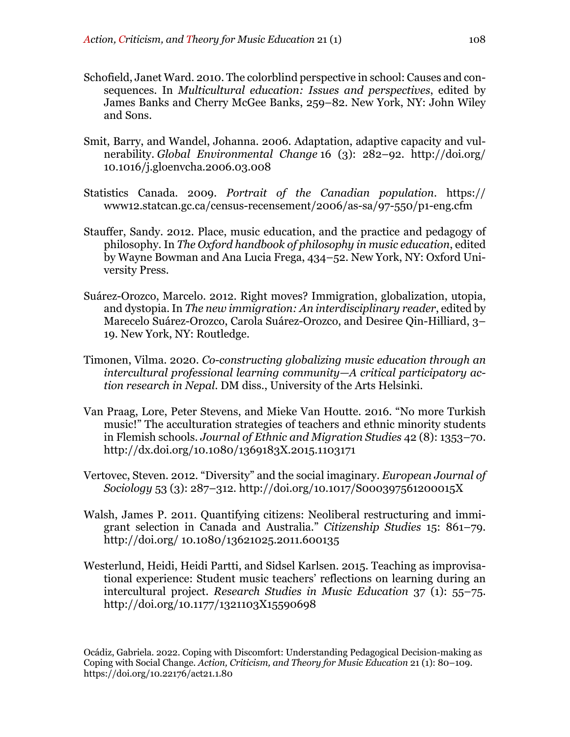Schofield, Janet Ward. 2010. The colorblind perspective in school: Causes and consequences. In *Multicultural education: Issues and perspectives*, edited by James Banks and Cherry McGee Banks, 259–82. New York, NY: John Wiley and Sons.

Smit, Barry, and Wandel, Johanna. 2006. Adaptation, adaptive capacity and vulnerability. *Global Environmental Change* 16 (3): 282–92. http://doi.org/10.1016/j.gloenvcha.2006.03.008

Statistics Canada. 2009. *Portrait of the Canadian population*. https://www12.statcan.gc.ca/census-recensement/2006/as-sa/97-550/p1-eng.cfm

Stauffer, Sandy. 2012. Place, music education, and the practice and pedagogy of philosophy. In *The Oxford handbook of philosophy in music education*, edited by Wayne Bowman and Ana Lucia Frega, 434–52. New York, NY: Oxford University Press.

Suárez-Orozco, Marcelo. 2012. Right moves? Immigration, globalization, utopia, and dystopia. In *The new immigration: An interdisciplinary reader*, edited by Marecelo Suárez-Orozco, Carola Suárez-Orozco, and Desiree Qin-Hilliard, 3–19. New York, NY: Routledge.

Timonen, Vilma. 2020. *Co-constructing globalizing music education through an intercultural professional learning community—A critical participatory action research in Nepal*. DM diss., University of the Arts Helsinki.

Van Praag, Lore, Peter Stevens, and Mieke Van Houtte. 2016. "No more Turkish music!" The acculturation strategies of teachers and ethnic minority students in Flemish schools. *Journal of Ethnic and Migration Studies* 42 (8): 1353–70. http://dx.doi.org/10.1080/1369183X.2015.1103171

Vertovec, Steven. 2012. "Diversity" and the social imaginary. *European Journal of Sociology* 53 (3): 287–312. http://doi.org/10.1017/S000397561200015X

Walsh, James P. 2011. Quantifying citizens: Neoliberal restructuring and immigrant selection in Canada and Australia." *Citizenship Studies* 15: 861–79. http://doi.org/ 10.1080/13621025.2011.600135

Westerlund, Heidi, Heidi Partti, and Sidsel Karlsen. 2015. Teaching as improvisational experience: Student music teachers' reflections on learning during an intercultural project. *Research Studies in Music Education* 37 (1): 55–75. http://doi.org/10.1177/1321103X15590698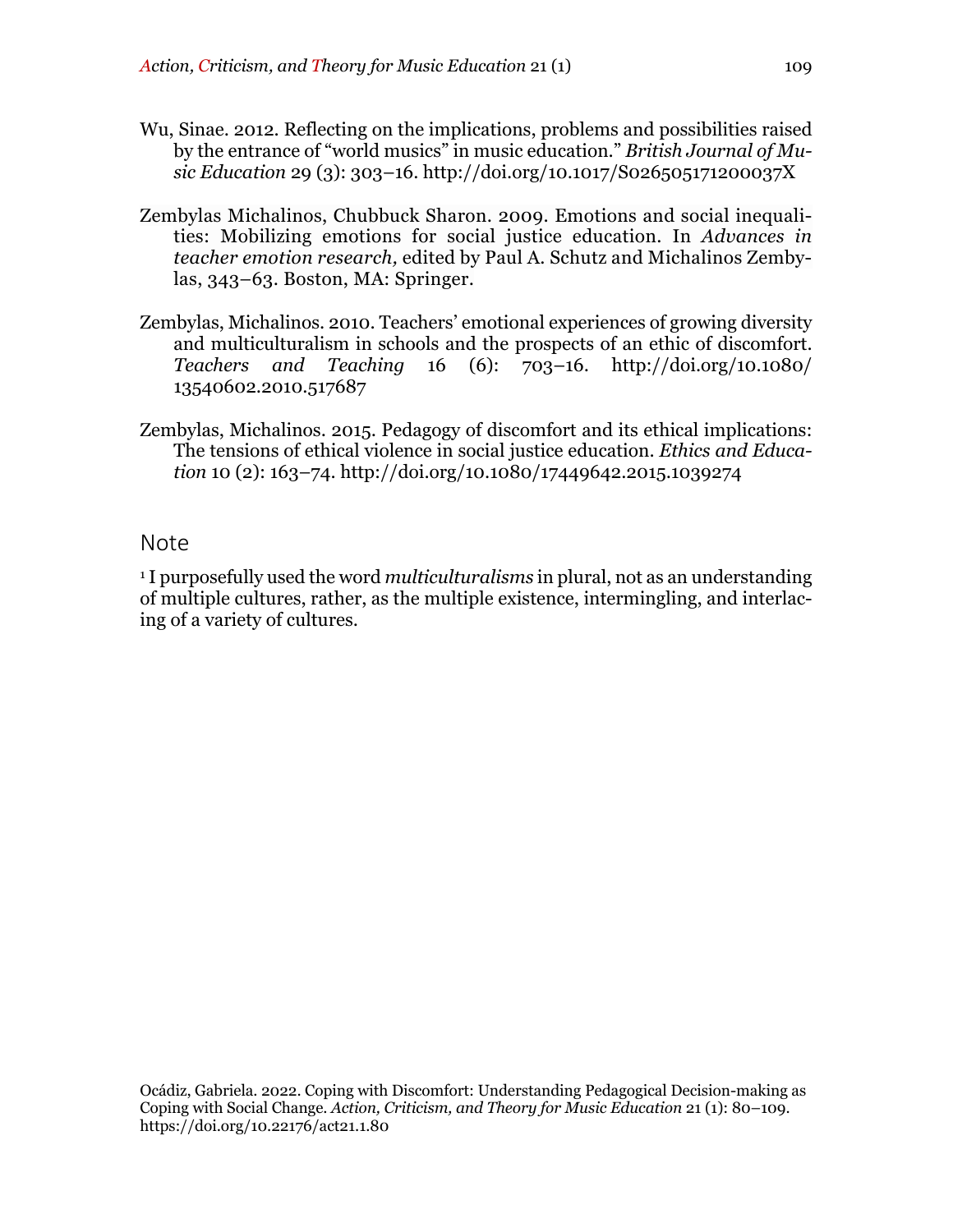Wu, Sinae. 2012. Reflecting on the implications, problems and possibilities raised by the entrance of "world musics" in music education." *British Journal of Music Education* 29 (3): 303–16. http://doi.org/10.1017/S026505171200037X

Zembylas Michalinos, Chubbuck Sharon. 2009. Emotions and social inequalities: Mobilizing emotions for social justice education. In *Advances in teacher emotion research,* edited by Paul A. Schutz and Michalinos Zembylas, 343–63. Boston, MA: Springer.

Zembylas, Michalinos. 2010. Teachers' emotional experiences of growing diversity and multiculturalism in schools and the prospects of an ethic of discomfort. *Teachers and Teaching* 16 (6): 703–16. http://doi.org/10.1080/13540602.2010.517687

Zembylas, Michalinos. 2015. Pedagogy of discomfort and its ethical implications: The tensions of ethical violence in social justice education. *Ethics and Education* 10 (2): 163–74. http://doi.org/10.1080/17449642.2015.1039274

## Note

[1] I purposefully used the word *multiculturalisms* in plural, not as an understanding of multiple cultures, rather, as the multiple existence, intermingling, and interlacing of a variety of cultures.

Ocádiz, Gabriela. 2022. Coping with Discomfort: Understanding Pedagogical Decision-making as Coping with Social Change. *Action, Criticism, and Theory for Music Education* 21 (1): 80–109. https://doi.org/10.22176/act21.1.80